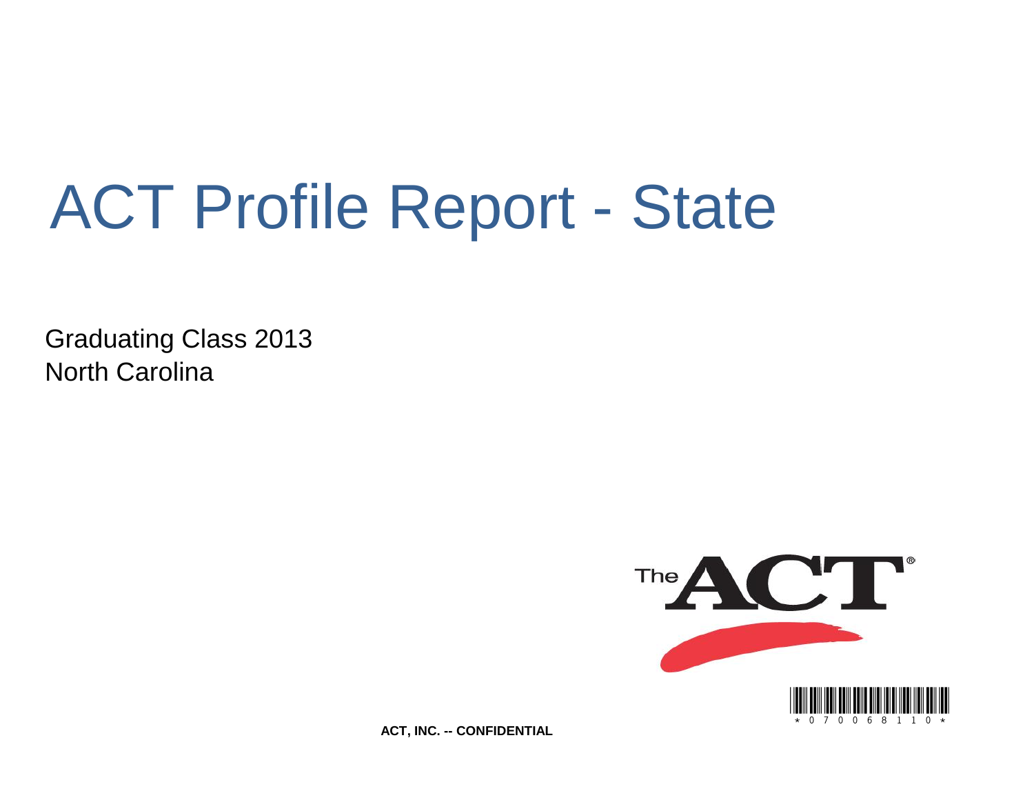# ACT Profile Report - State

Graduating Class 2013
North Carolina

The ACT®

* 0 7 0 0 6 8 1 1 0 *

**ACT, INC. -- CONFIDENTIAL**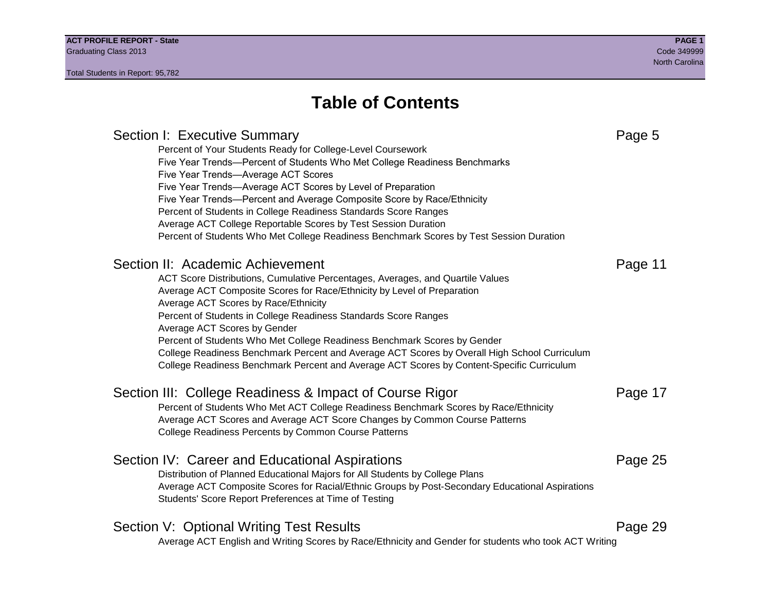# Table of Contents

## Section I: Executive Summary — Page 5

- Percent of Your Students Ready for College-Level Coursework
- Five Year Trends—Percent of Students Who Met College Readiness Benchmarks
- Five Year Trends—Average ACT Scores
- Five Year Trends—Average ACT Scores by Level of Preparation
- Five Year Trends—Percent and Average Composite Score by Race/Ethnicity
- Percent of Students in College Readiness Standards Score Ranges
- Average ACT College Reportable Scores by Test Session Duration
- Percent of Students Who Met College Readiness Benchmark Scores by Test Session Duration

## Section II: Academic Achievement — Page 11

- ACT Score Distributions, Cumulative Percentages, Averages, and Quartile Values
- Average ACT Composite Scores for Race/Ethnicity by Level of Preparation
- Average ACT Scores by Race/Ethnicity
- Percent of Students in College Readiness Standards Score Ranges
- Average ACT Scores by Gender
- Percent of Students Who Met College Readiness Benchmark Scores by Gender
- College Readiness Benchmark Percent and Average ACT Scores by Overall High School Curriculum
- College Readiness Benchmark Percent and Average ACT Scores by Content-Specific Curriculum

## Section III: College Readiness & Impact of Course Rigor — Page 17

- Percent of Students Who Met ACT College Readiness Benchmark Scores by Race/Ethnicity
- Average ACT Scores and Average ACT Score Changes by Common Course Patterns
- College Readiness Percents by Common Course Patterns

## Section IV: Career and Educational Aspirations — Page 25

- Distribution of Planned Educational Majors for All Students by College Plans
- Average ACT Composite Scores for Racial/Ethnic Groups by Post-Secondary Educational Aspirations
- Students' Score Report Preferences at Time of Testing

## Section V: Optional Writing Test Results — Page 29

- Average ACT English and Writing Scores by Race/Ethnicity and Gender for students who took ACT Writing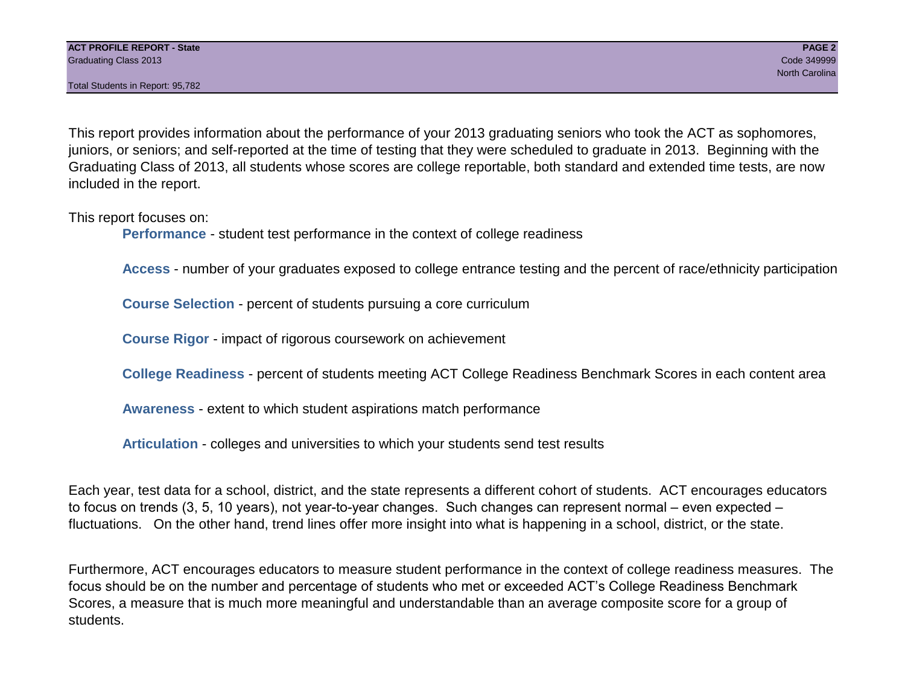This report provides information about the performance of your 2013 graduating seniors who took the ACT as sophomores, juniors, or seniors; and self-reported at the time of testing that they were scheduled to graduate in 2013. Beginning with the Graduating Class of 2013, all students whose scores are college reportable, both standard and extended time tests, are now included in the report.

This report focuses on:

**Performance** - student test performance in the context of college readiness

**Access** - number of your graduates exposed to college entrance testing and the percent of race/ethnicity participation

**Course Selection** - percent of students pursuing a core curriculum

**Course Rigor** - impact of rigorous coursework on achievement

**College Readiness** - percent of students meeting ACT College Readiness Benchmark Scores in each content area

**Awareness** - extent to which student aspirations match performance

**Articulation** - colleges and universities to which your students send test results

Each year, test data for a school, district, and the state represents a different cohort of students. ACT encourages educators to focus on trends (3, 5, 10 years), not year-to-year changes. Such changes can represent normal – even expected – fluctuations. On the other hand, trend lines offer more insight into what is happening in a school, district, or the state.

Furthermore, ACT encourages educators to measure student performance in the context of college readiness measures. The focus should be on the number and percentage of students who met or exceeded ACT's College Readiness Benchmark Scores, a measure that is much more meaningful and understandable than an average composite score for a group of students.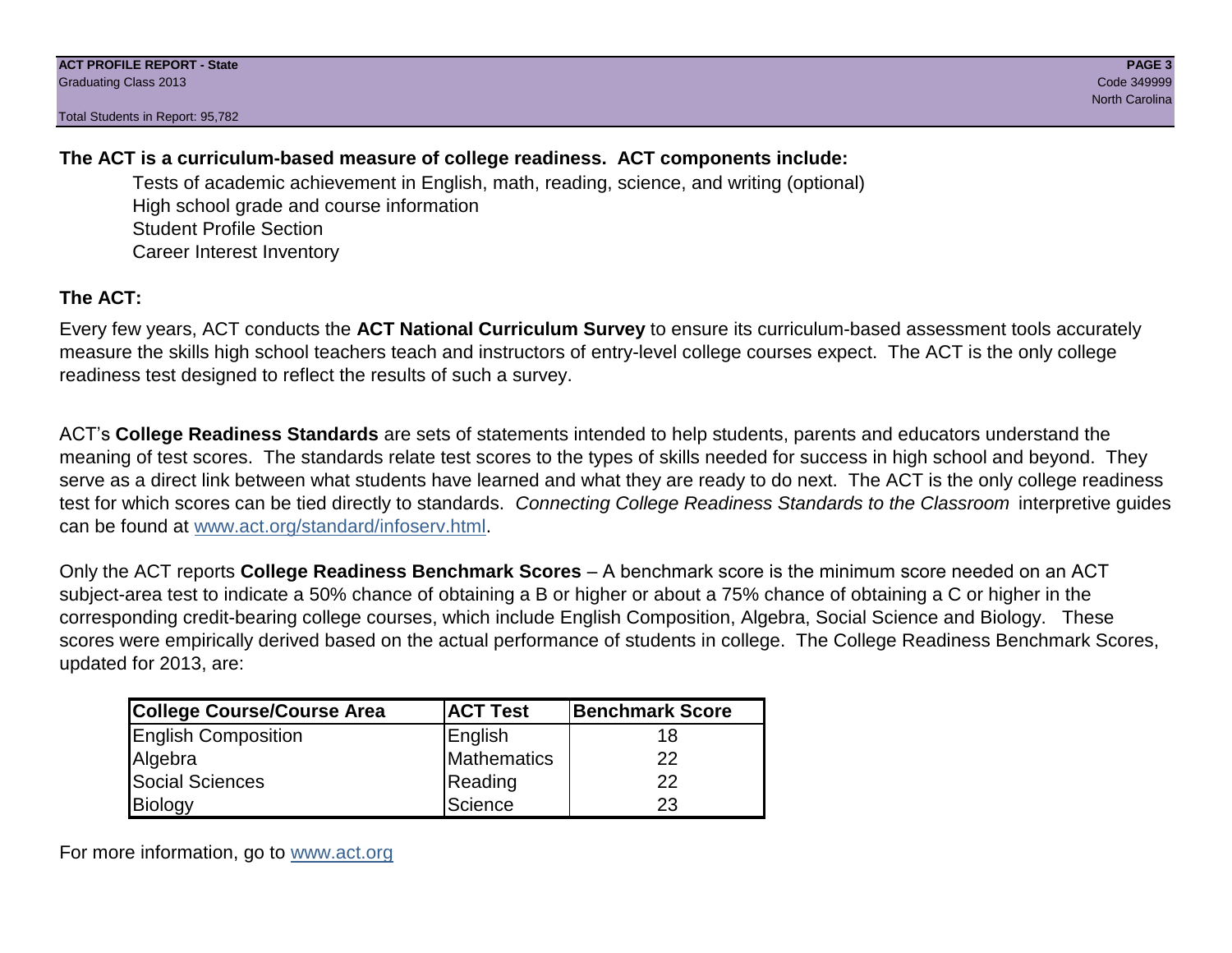**The ACT is a curriculum-based measure of college readiness. ACT components include:**

- Tests of academic achievement in English, math, reading, science, and writing (optional)
- High school grade and course information
- Student Profile Section
- Career Interest Inventory

**The ACT:**

Every few years, ACT conducts the **ACT National Curriculum Survey** to ensure its curriculum-based assessment tools accurately measure the skills high school teachers teach and instructors of entry-level college courses expect. The ACT is the only college readiness test designed to reflect the results of such a survey.

ACT's **College Readiness Standards** are sets of statements intended to help students, parents and educators understand the meaning of test scores. The standards relate test scores to the types of skills needed for success in high school and beyond. They serve as a direct link between what students have learned and what they are ready to do next. The ACT is the only college readiness test for which scores can be tied directly to standards. *Connecting College Readiness Standards to the Classroom* interpretive guides can be found at www.act.org/standard/infoserv.html.

Only the ACT reports **College Readiness Benchmark Scores** – A benchmark score is the minimum score needed on an ACT subject-area test to indicate a 50% chance of obtaining a B or higher or about a 75% chance of obtaining a C or higher in the corresponding credit-bearing college courses, which include English Composition, Algebra, Social Science and Biology. These scores were empirically derived based on the actual performance of students in college. The College Readiness Benchmark Scores, updated for 2013, are:

| College Course/Course Area | ACT Test | Benchmark Score |
|---|---|---|
| English Composition | English | 18 |
| Algebra | Mathematics | 22 |
| Social Sciences | Reading | 22 |
| Biology | Science | 23 |

For more information, go to www.act.org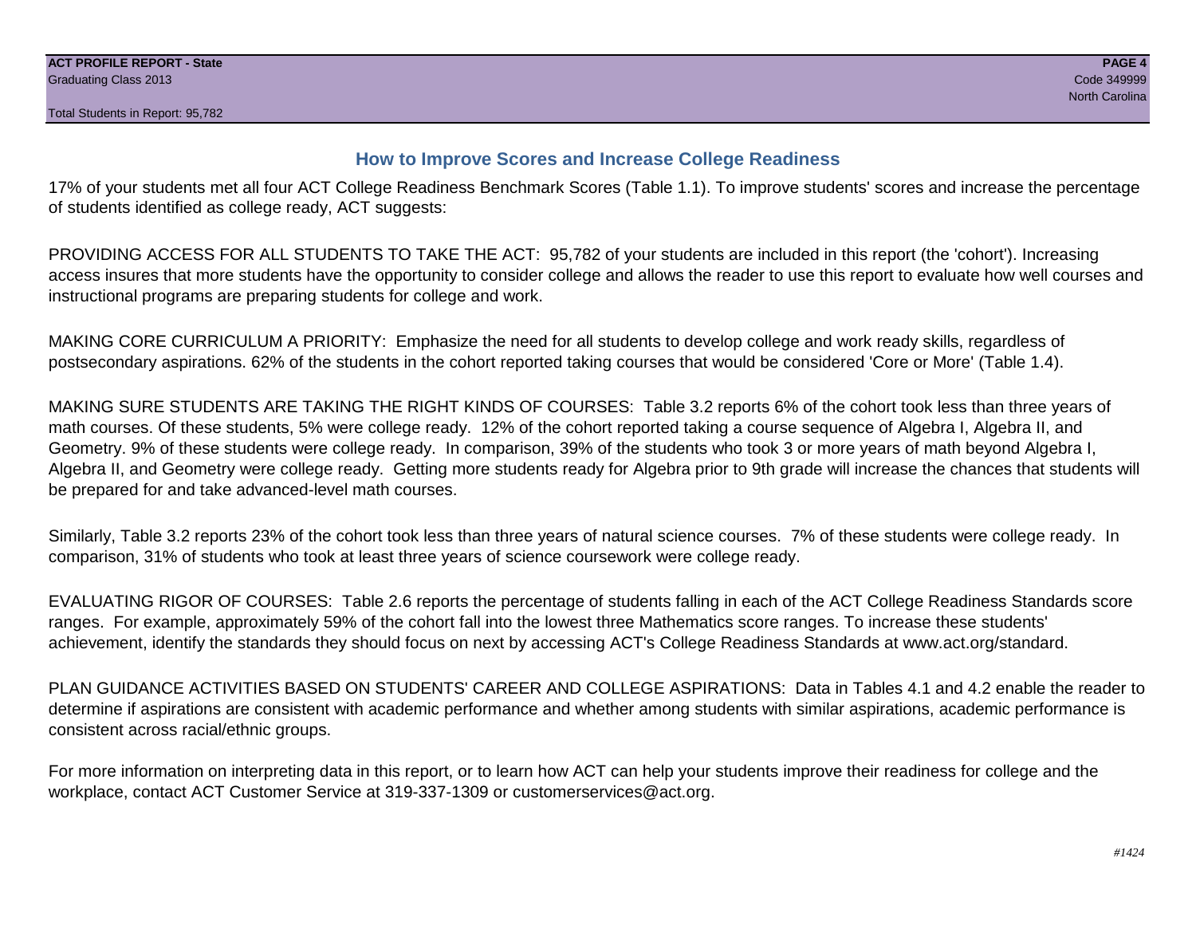## How to Improve Scores and Increase College Readiness

17% of your students met all four ACT College Readiness Benchmark Scores (Table 1.1). To improve students' scores and increase the percentage of students identified as college ready, ACT suggests:

PROVIDING ACCESS FOR ALL STUDENTS TO TAKE THE ACT: 95,782 of your students are included in this report (the 'cohort'). Increasing access insures that more students have the opportunity to consider college and allows the reader to use this report to evaluate how well courses and instructional programs are preparing students for college and work.

MAKING CORE CURRICULUM A PRIORITY: Emphasize the need for all students to develop college and work ready skills, regardless of postsecondary aspirations. 62% of the students in the cohort reported taking courses that would be considered 'Core or More' (Table 1.4).

MAKING SURE STUDENTS ARE TAKING THE RIGHT KINDS OF COURSES: Table 3.2 reports 6% of the cohort took less than three years of math courses. Of these students, 5% were college ready. 12% of the cohort reported taking a course sequence of Algebra I, Algebra II, and Geometry. 9% of these students were college ready. In comparison, 39% of the students who took 3 or more years of math beyond Algebra I, Algebra II, and Geometry were college ready. Getting more students ready for Algebra prior to 9th grade will increase the chances that students will be prepared for and take advanced-level math courses.

Similarly, Table 3.2 reports 23% of the cohort took less than three years of natural science courses. 7% of these students were college ready. In comparison, 31% of students who took at least three years of science coursework were college ready.

EVALUATING RIGOR OF COURSES: Table 2.6 reports the percentage of students falling in each of the ACT College Readiness Standards score ranges. For example, approximately 59% of the cohort fall into the lowest three Mathematics score ranges. To increase these students' achievement, identify the standards they should focus on next by accessing ACT's College Readiness Standards at www.act.org/standard.

PLAN GUIDANCE ACTIVITIES BASED ON STUDENTS' CAREER AND COLLEGE ASPIRATIONS: Data in Tables 4.1 and 4.2 enable the reader to determine if aspirations are consistent with academic performance and whether among students with similar aspirations, academic performance is consistent across racial/ethnic groups.

For more information on interpreting data in this report, or to learn how ACT can help your students improve their readiness for college and the workplace, contact ACT Customer Service at 319-337-1309 or customerservices@act.org.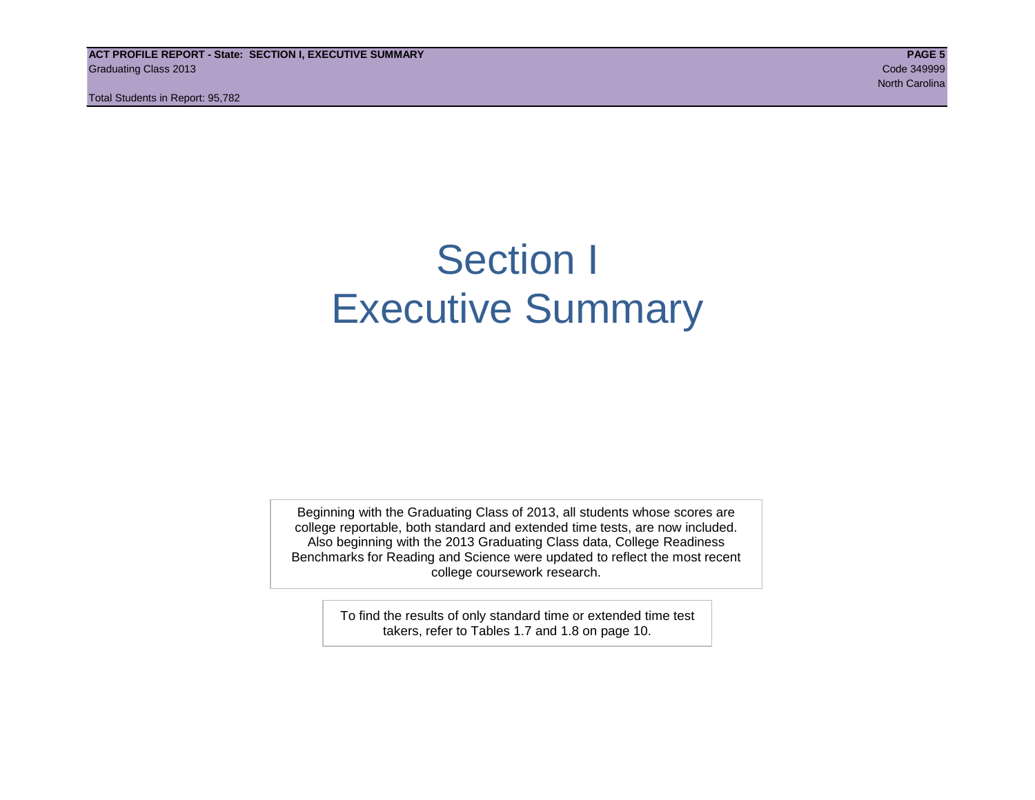# Section I
# Executive Summary

Beginning with the Graduating Class of 2013, all students whose scores are college reportable, both standard and extended time tests, are now included. Also beginning with the 2013 Graduating Class data, College Readiness Benchmarks for Reading and Science were updated to reflect the most recent college coursework research.

To find the results of only standard time or extended time test takers, refer to Tables 1.7 and 1.8 on page 10.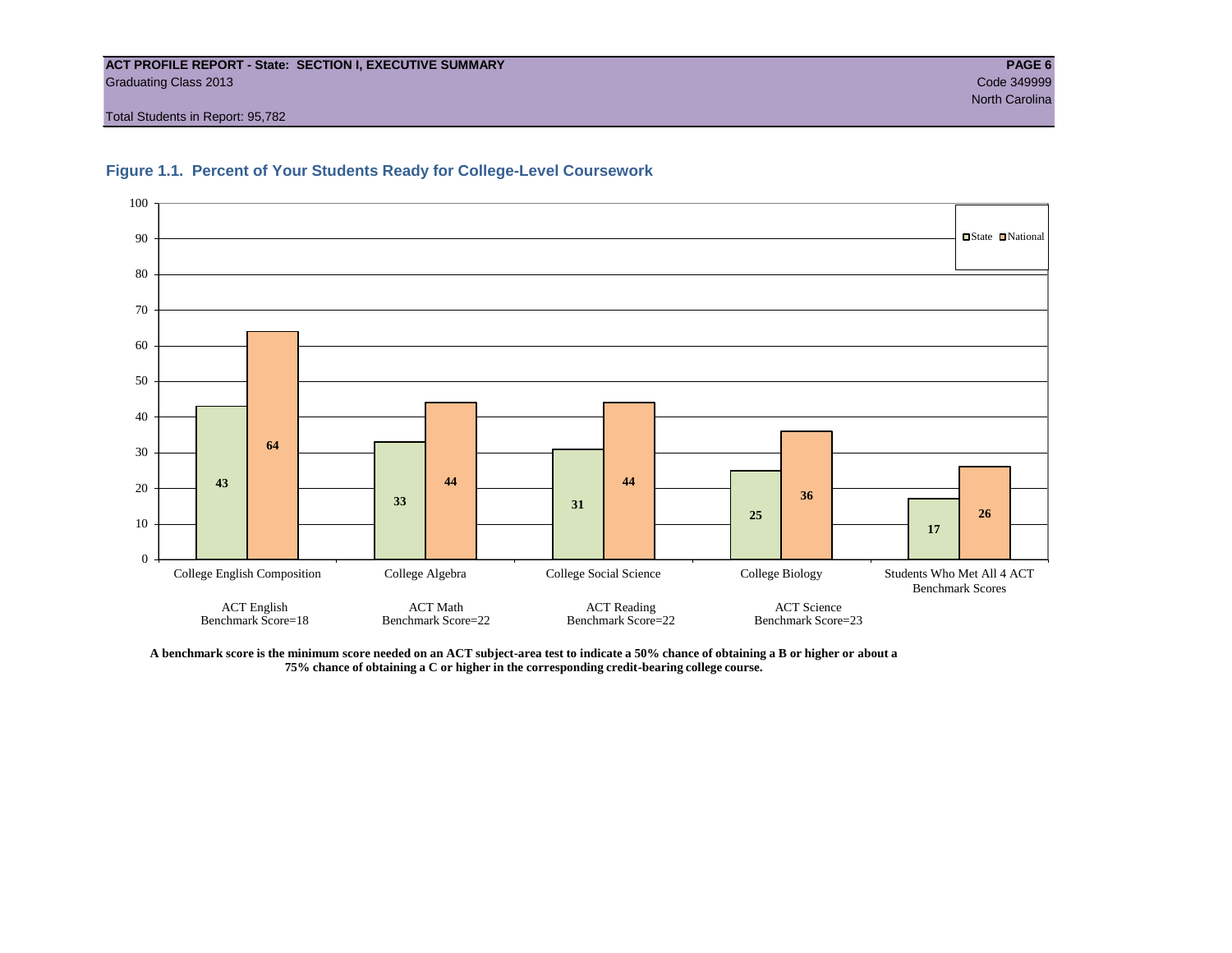**ACT PROFILE REPORT - State: SECTION I, EXECUTIVE SUMMARY**
Graduating Class 2013
Code 349999
North Carolina
Total Students in Report: 95,782

### Figure 1.1. Percent of Your Students Ready for College-Level Coursework

State National

0
10
20
30
40
50
60
70
80
90
100

43 64
33 44
31 44
25 36
17 26

College English Composition
College Algebra
College Social Science
College Biology
Students Who Met All 4 ACT Benchmark Scores

ACT English Benchmark Score=18
ACT Math Benchmark Score=22
ACT Reading Benchmark Score=22
ACT Science Benchmark Score=23

**A benchmark score is the minimum score needed on an ACT subject-area test to indicate a 50% chance of obtaining a B or higher or about a 75% chance of obtaining a C or higher in the corresponding credit-bearing college course.**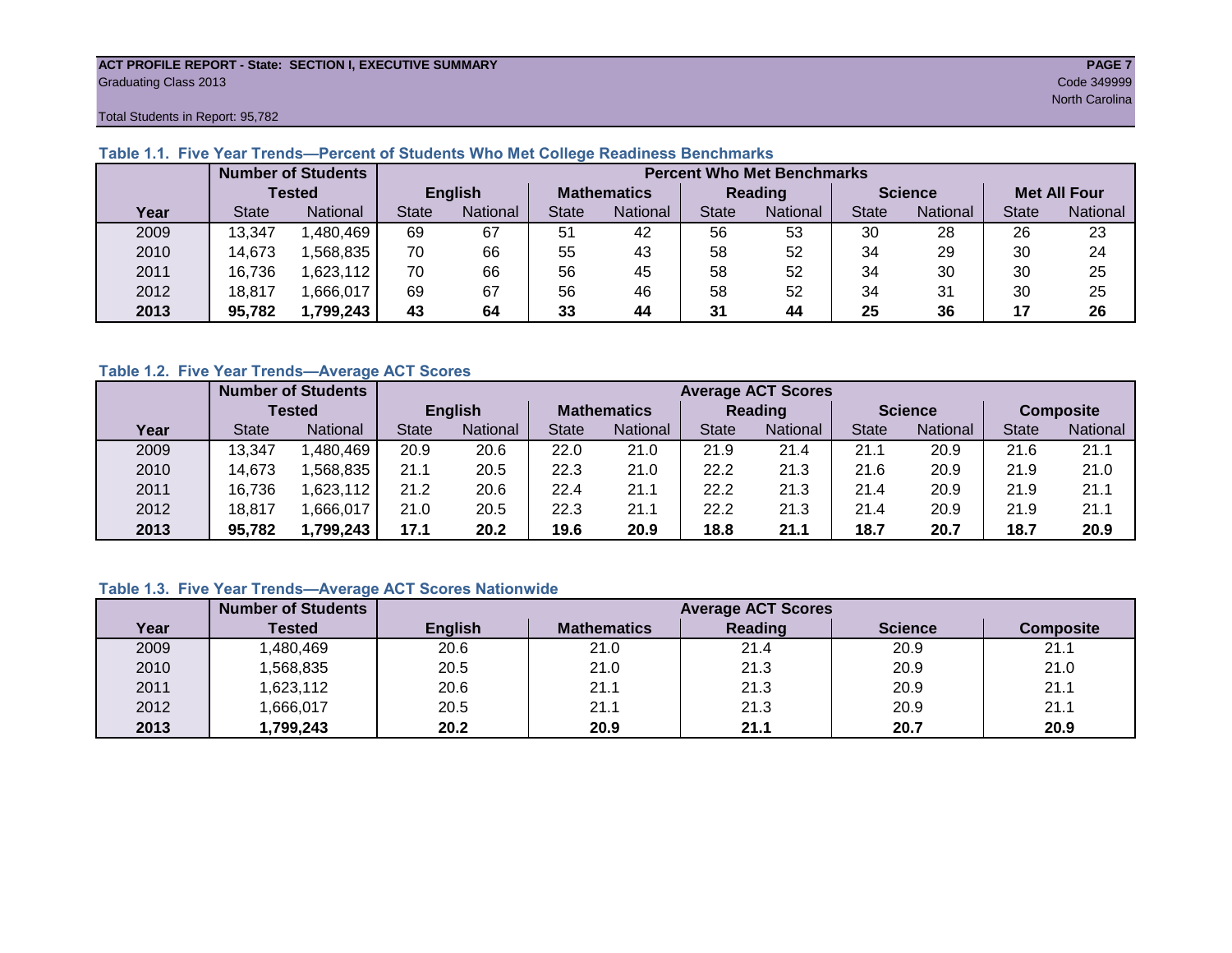**ACT PROFILE REPORT - State: SECTION I, EXECUTIVE SUMMARY**
Graduating Class 2013
Code 349999
North Carolina
Total Students in Report: 95,782

### Table 1.1. Five Year Trends—Percent of Students Who Met College Readiness Benchmarks

| | Number of Students Tested | | Percent Who Met Benchmarks | | | | | | | | | |
|---|---|---|---|---|---|---|---|---|---|---|---|---|
| | | | English | | Mathematics | | Reading | | Science | | Met All Four | |
| Year | State | National | State | National | State | National | State | National | State | National | State | National |
| 2009 | 13,347 | 1,480,469 | 69 | 67 | 51 | 42 | 56 | 53 | 30 | 28 | 26 | 23 |
| 2010 | 14,673 | 1,568,835 | 70 | 66 | 55 | 43 | 58 | 52 | 34 | 29 | 30 | 24 |
| 2011 | 16,736 | 1,623,112 | 70 | 66 | 56 | 45 | 58 | 52 | 34 | 30 | 30 | 25 |
| 2012 | 18,817 | 1,666,017 | 69 | 67 | 56 | 46 | 58 | 52 | 34 | 31 | 30 | 25 |
| **2013** | **95,782** | **1,799,243** | **43** | **64** | **33** | **44** | **31** | **44** | **25** | **36** | **17** | **26** |

### Table 1.2. Five Year Trends—Average ACT Scores

| | Number of Students Tested | | Average ACT Scores | | | | | | | | | |
|---|---|---|---|---|---|---|---|---|---|---|---|---|
| | | | English | | Mathematics | | Reading | | Science | | Composite | |
| Year | State | National | State | National | State | National | State | National | State | National | State | National |
| 2009 | 13,347 | 1,480,469 | 20.9 | 20.6 | 22.0 | 21.0 | 21.9 | 21.4 | 21.1 | 20.9 | 21.6 | 21.1 |
| 2010 | 14,673 | 1,568,835 | 21.1 | 20.5 | 22.3 | 21.0 | 22.2 | 21.3 | 21.6 | 20.9 | 21.9 | 21.0 |
| 2011 | 16,736 | 1,623,112 | 21.2 | 20.6 | 22.4 | 21.1 | 22.2 | 21.3 | 21.4 | 20.9 | 21.9 | 21.1 |
| 2012 | 18,817 | 1,666,017 | 21.0 | 20.5 | 22.3 | 21.1 | 22.2 | 21.3 | 21.4 | 20.9 | 21.9 | 21.1 |
| **2013** | **95,782** | **1,799,243** | **17.1** | **20.2** | **19.6** | **20.9** | **18.8** | **21.1** | **18.7** | **20.7** | **18.7** | **20.9** |

### Table 1.3. Five Year Trends—Average ACT Scores Nationwide

| | Number of Students | Average ACT Scores | | | | |
|---|---|---|---|---|---|---|
| Year | Tested | English | Mathematics | Reading | Science | Composite |
| 2009 | 1,480,469 | 20.6 | 21.0 | 21.4 | 20.9 | 21.1 |
| 2010 | 1,568,835 | 20.5 | 21.0 | 21.3 | 20.9 | 21.0 |
| 2011 | 1,623,112 | 20.6 | 21.1 | 21.3 | 20.9 | 21.1 |
| 2012 | 1,666,017 | 20.5 | 21.1 | 21.3 | 20.9 | 21.1 |
| **2013** | **1,799,243** | **20.2** | **20.9** | **21.1** | **20.7** | **20.9** |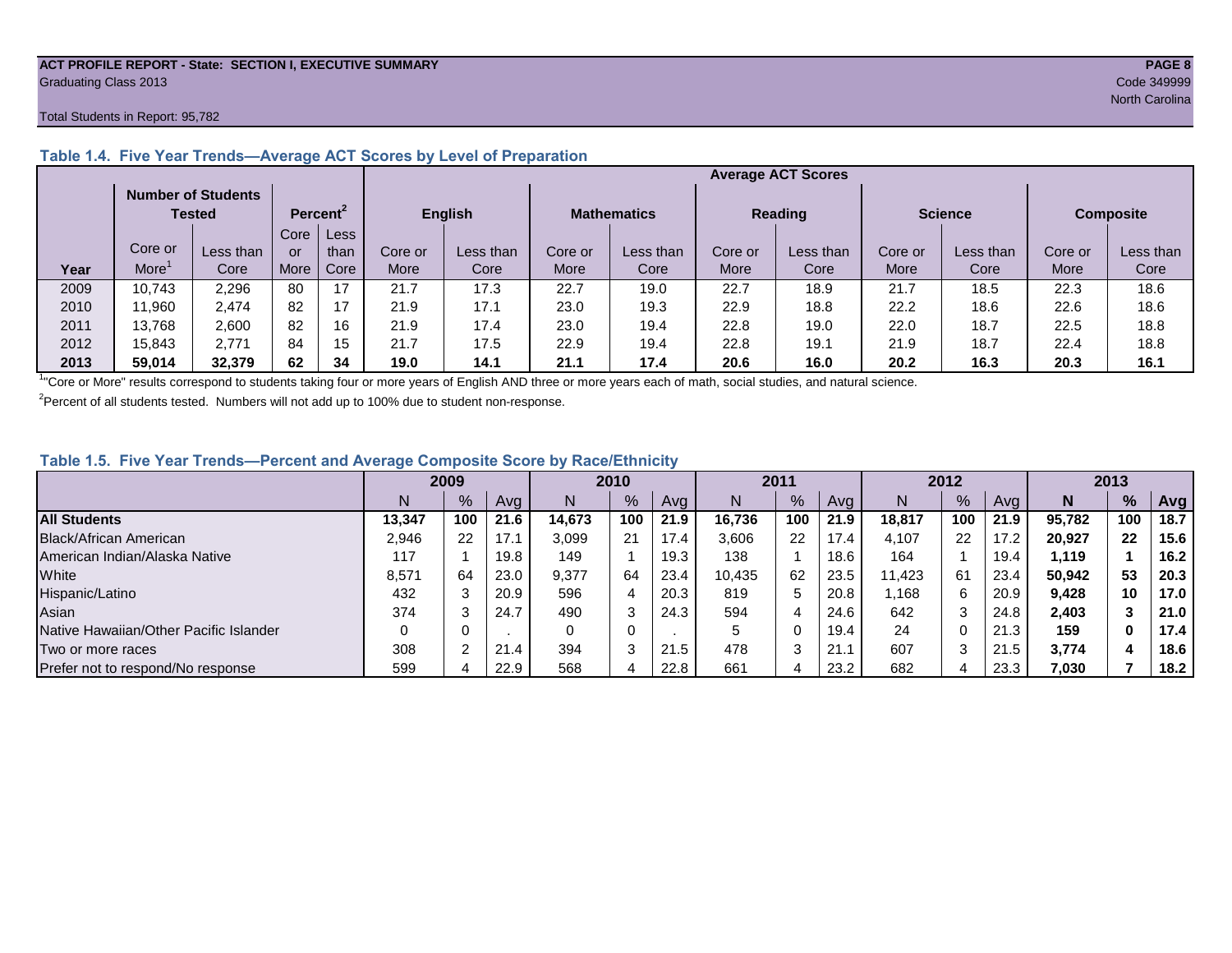**ACT PROFILE REPORT - State: SECTION I, EXECUTIVE SUMMARY**
Graduating Class 2013

Code 349999
North Carolina

Total Students in Report: 95,782

### Table 1.4. Five Year Trends—Average ACT Scores by Level of Preparation

| Year | Number of Students Tested | | Percent[2] | | Average ACT Scores | | | | | | | | | |
|---|---|---|---|---|---|---|---|---|---|---|---|---|---|---|
| | | | | | English | | Mathematics | | Reading | | Science | | Composite | |
| | Core or More[1] | Less than Core | Core or More | Less than Core | Core or More | Less than Core | Core or More | Less than Core | Core or More | Less than Core | Core or More | Less than Core | Core or More | Less than Core |
| 2009 | 10,743 | 2,296 | 80 | 17 | 21.7 | 17.3 | 22.7 | 19.0 | 22.7 | 18.9 | 21.7 | 18.5 | 22.3 | 18.6 |
| 2010 | 11,960 | 2,474 | 82 | 17 | 21.9 | 17.1 | 23.0 | 19.3 | 22.9 | 18.8 | 22.2 | 18.6 | 22.6 | 18.6 |
| 2011 | 13,768 | 2,600 | 82 | 16 | 21.9 | 17.4 | 23.0 | 19.4 | 22.8 | 19.0 | 22.0 | 18.7 | 22.5 | 18.8 |
| 2012 | 15,843 | 2,771 | 84 | 15 | 21.7 | 17.5 | 22.9 | 19.4 | 22.8 | 19.1 | 21.9 | 18.7 | 22.4 | 18.8 |
| **2013** | **59,014** | **32,379** | **62** | **34** | **19.0** | **14.1** | **21.1** | **17.4** | **20.6** | **16.0** | **20.2** | **16.3** | **20.3** | **16.1** |

[1] "Core or More" results correspond to students taking four or more years of English AND three or more years each of math, social studies, and natural science.

[2] Percent of all students tested. Numbers will not add up to 100% due to student non-response.

### Table 1.5. Five Year Trends—Percent and Average Composite Score by Race/Ethnicity

| | 2009 | | | 2010 | | | 2011 | | | 2012 | | | 2013 | | |
|---|---|---|---|---|---|---|---|---|---|---|---|---|---|---|---|
| | N | % | Avg | N | % | Avg | N | % | Avg | N | % | Avg | **N** | **%** | **Avg** |
| **All Students** | **13,347** | **100** | **21.6** | **14,673** | **100** | **21.9** | **16,736** | **100** | **21.9** | **18,817** | **100** | **21.9** | **95,782** | **100** | **18.7** |
| Black/African American | 2,946 | 22 | 17.1 | 3,099 | 21 | 17.4 | 3,606 | 22 | 17.4 | 4,107 | 22 | 17.2 | **20,927** | **22** | **15.6** |
| American Indian/Alaska Native | 117 | 1 | 19.8 | 149 | 1 | 19.3 | 138 | 1 | 18.6 | 164 | 1 | 19.4 | **1,119** | **1** | **16.2** |
| White | 8,571 | 64 | 23.0 | 9,377 | 64 | 23.4 | 10,435 | 62 | 23.5 | 11,423 | 61 | 23.4 | **50,942** | **53** | **20.3** |
| Hispanic/Latino | 432 | 3 | 20.9 | 596 | 4 | 20.3 | 819 | 5 | 20.8 | 1,168 | 6 | 20.9 | **9,428** | **10** | **17.0** |
| Asian | 374 | 3 | 24.7 | 490 | 3 | 24.3 | 594 | 4 | 24.6 | 642 | 3 | 24.8 | **2,403** | **3** | **21.0** |
| Native Hawaiian/Other Pacific Islander | 0 | 0 | . | 0 | 0 | . | 5 | 0 | 19.4 | 24 | 0 | 21.3 | **159** | **0** | **17.4** |
| Two or more races | 308 | 2 | 21.4 | 394 | 3 | 21.5 | 478 | 3 | 21.1 | 607 | 3 | 21.5 | **3,774** | **4** | **18.6** |
| Prefer not to respond/No response | 599 | 4 | 22.9 | 568 | 4 | 22.8 | 661 | 4 | 23.2 | 682 | 4 | 23.3 | **7,030** | **7** | **18.2** |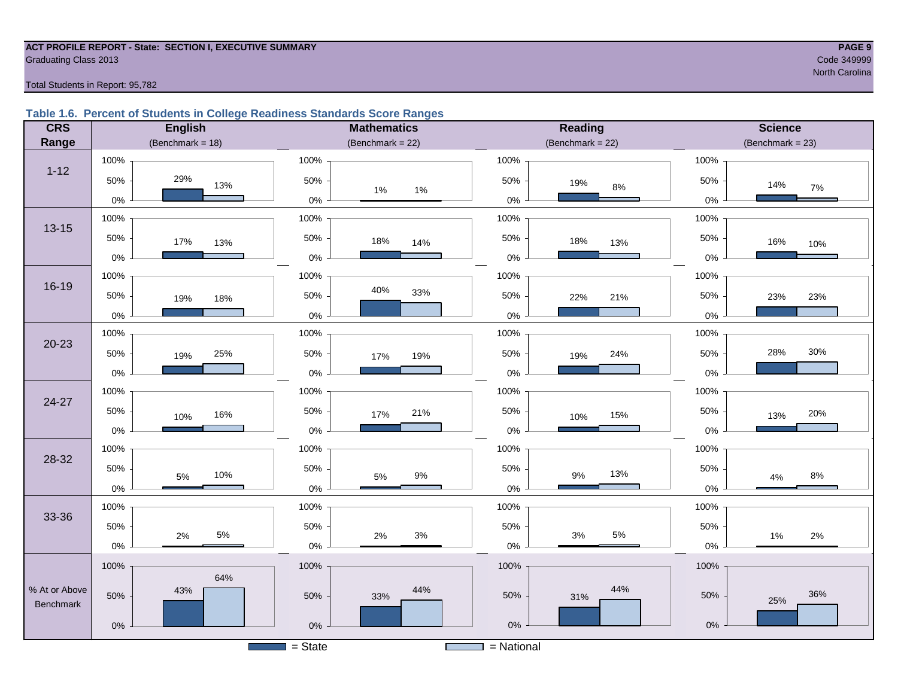**Table 1.6. Percent of Students in College Readiness Standards Score Ranges**

| CRS Range | English (Benchmark = 18) | Mathematics (Benchmark = 22) | Reading (Benchmark = 22) | Science (Benchmark = 23) |
|---|---|---|---|---|
| 1-12 | 29% 13% | 1% 1% | 19% 8% | 14% 7% |
| 13-15 | 17% 13% | 18% 14% | 18% 13% | 16% 10% |
| 16-19 | 19% 18% | 40% 33% | 22% 21% | 23% 23% |
| 20-23 | 19% 25% | 17% 19% | 19% 24% | 28% 30% |
| 24-27 | 10% 16% | 17% 21% | 10% 15% | 13% 20% |
| 28-32 | 5% 10% | 5% 9% | 9% 13% | 4% 8% |
| 33-36 | 2% 5% | 2% 3% | 3% 5% | 1% 2% |
| % At or Above Benchmark | 43% 64% | 33% 44% | 31% 44% | 25% 36% |

Each cell: first value = State, second value = National.

= State

= National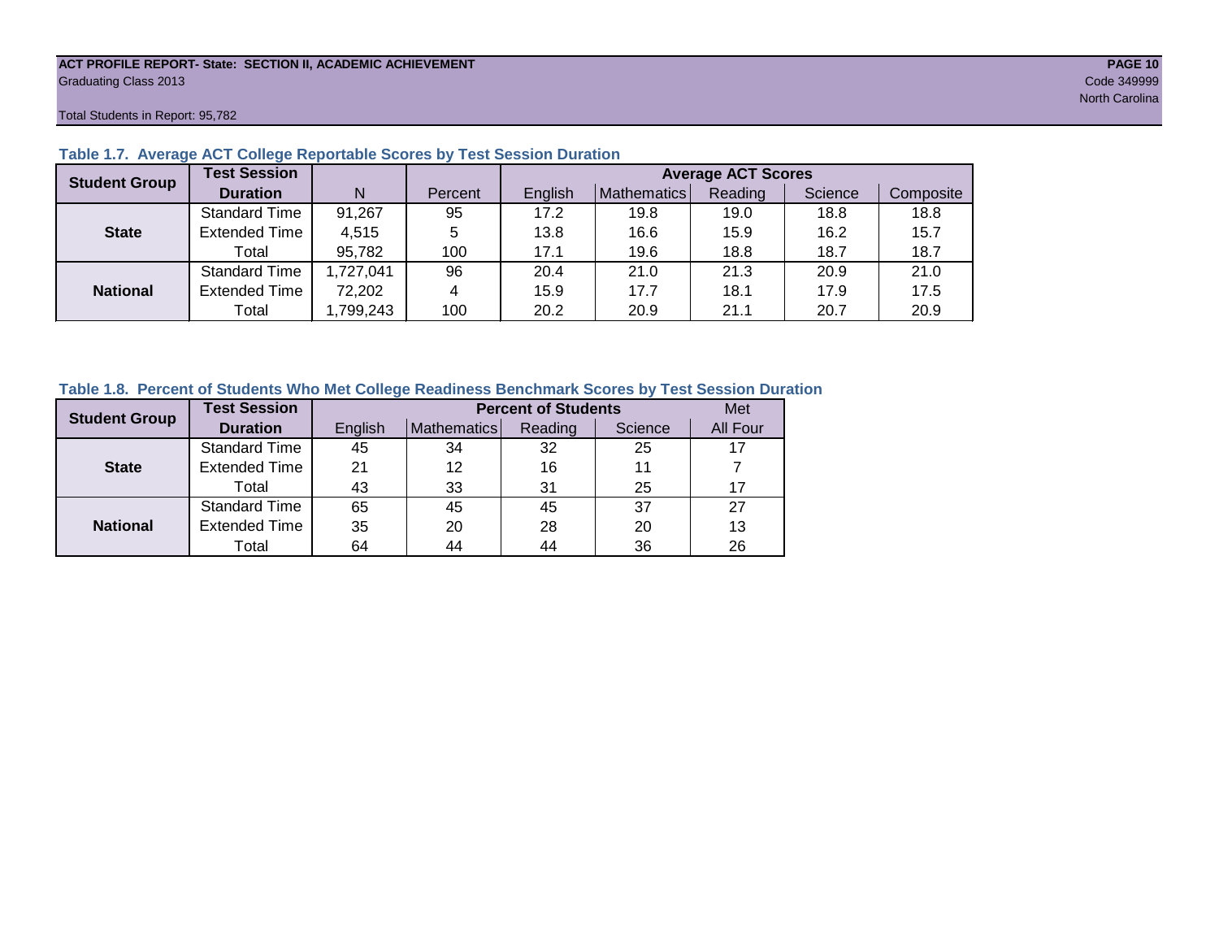ACT PROFILE REPORT- State: SECTION II, ACADEMIC ACHIEVEMENT
Graduating Class 2013

Code 349999
North Carolina

Total Students in Report: 95,782

### Table 1.7. Average ACT College Reportable Scores by Test Session Duration

| Student Group | Test Session Duration | N | Percent | Average ACT Scores | | | | |
|---|---|---|---|---|---|---|---|---|
| | | | | English | Mathematics | Reading | Science | Composite |
| State | Standard Time | 91,267 | 95 | 17.2 | 19.8 | 19.0 | 18.8 | 18.8 |
| | Extended Time | 4,515 | 5 | 13.8 | 16.6 | 15.9 | 16.2 | 15.7 |
| | Total | 95,782 | 100 | 17.1 | 19.6 | 18.8 | 18.7 | 18.7 |
| National | Standard Time | 1,727,041 | 96 | 20.4 | 21.0 | 21.3 | 20.9 | 21.0 |
| | Extended Time | 72,202 | 4 | 15.9 | 17.7 | 18.1 | 17.9 | 17.5 |
| | Total | 1,799,243 | 100 | 20.2 | 20.9 | 21.1 | 20.7 | 20.9 |

### Table 1.8. Percent of Students Who Met College Readiness Benchmark Scores by Test Session Duration

| Student Group | Test Session Duration | Percent of Students | | | | Met |
|---|---|---|---|---|---|---|
| | | English | Mathematics | Reading | Science | All Four |
| State | Standard Time | 45 | 34 | 32 | 25 | 17 |
| | Extended Time | 21 | 12 | 16 | 11 | 7 |
| | Total | 43 | 33 | 31 | 25 | 17 |
| National | Standard Time | 65 | 45 | 45 | 37 | 27 |
| | Extended Time | 35 | 20 | 28 | 20 | 13 |
| | Total | 64 | 44 | 44 | 36 | 26 |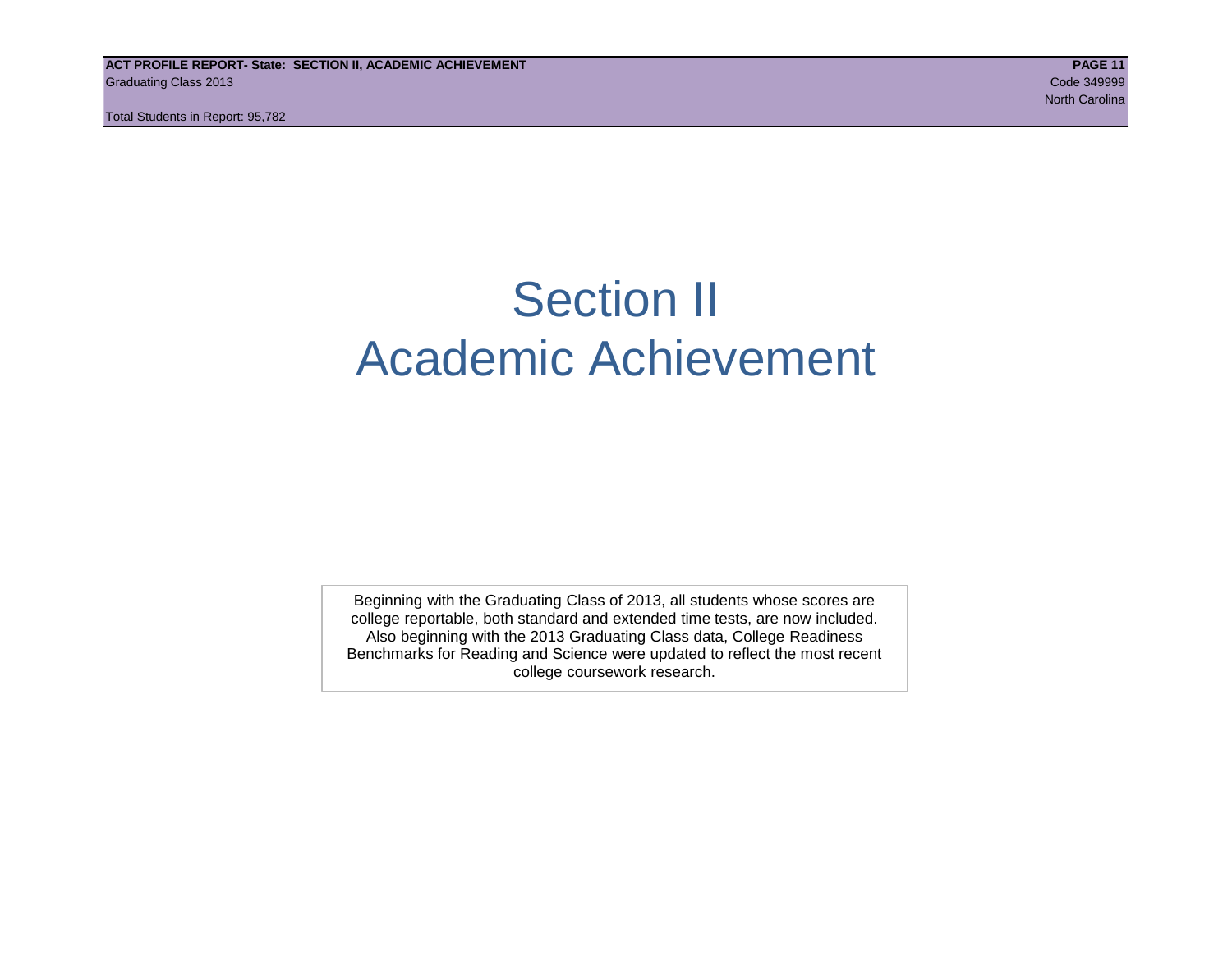# Section II
# Academic Achievement

Beginning with the Graduating Class of 2013, all students whose scores are college reportable, both standard and extended time tests, are now included. Also beginning with the 2013 Graduating Class data, College Readiness Benchmarks for Reading and Science were updated to reflect the most recent college coursework research.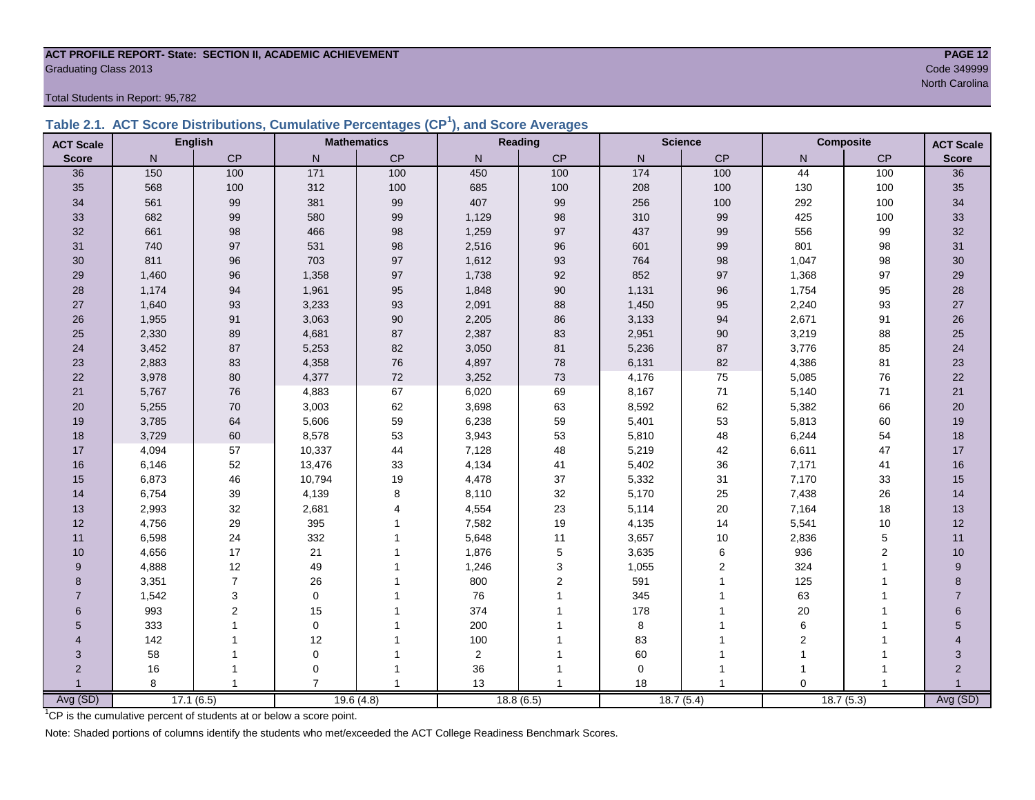**ACT PROFILE REPORT- State: SECTION II, ACADEMIC ACHIEVEMENT**

Graduating Class 2013

Code 349999

North Carolina

Total Students in Report: 95,782

### Table 2.1. ACT Score Distributions, Cumulative Percentages (CP[1]), and Score Averages

| ACT Scale | English | | Mathematics | | Reading | | Science | | Composite | | ACT Scale |
|---|---|---|---|---|---|---|---|---|---|---|---|
| Score | N | CP | N | CP | N | CP | N | CP | N | CP | Score |
| 36 | 150 | 100 | 171 | 100 | 450 | 100 | 174 | 100 | 44 | 100 | 36 |
| 35 | 568 | 100 | 312 | 100 | 685 | 100 | 208 | 100 | 130 | 100 | 35 |
| 34 | 561 | 99 | 381 | 99 | 407 | 99 | 256 | 100 | 292 | 100 | 34 |
| 33 | 682 | 99 | 580 | 99 | 1,129 | 98 | 310 | 99 | 425 | 100 | 33 |
| 32 | 661 | 98 | 466 | 98 | 1,259 | 97 | 437 | 99 | 556 | 99 | 32 |
| 31 | 740 | 97 | 531 | 98 | 2,516 | 96 | 601 | 99 | 801 | 98 | 31 |
| 30 | 811 | 96 | 703 | 97 | 1,612 | 93 | 764 | 98 | 1,047 | 98 | 30 |
| 29 | 1,460 | 96 | 1,358 | 97 | 1,738 | 92 | 852 | 97 | 1,368 | 97 | 29 |
| 28 | 1,174 | 94 | 1,961 | 95 | 1,848 | 90 | 1,131 | 96 | 1,754 | 95 | 28 |
| 27 | 1,640 | 93 | 3,233 | 93 | 2,091 | 88 | 1,450 | 95 | 2,240 | 93 | 27 |
| 26 | 1,955 | 91 | 3,063 | 90 | 2,205 | 86 | 3,133 | 94 | 2,671 | 91 | 26 |
| 25 | 2,330 | 89 | 4,681 | 87 | 2,387 | 83 | 2,951 | 90 | 3,219 | 88 | 25 |
| 24 | 3,452 | 87 | 5,253 | 82 | 3,050 | 81 | 5,236 | 87 | 3,776 | 85 | 24 |
| 23 | 2,883 | 83 | 4,358 | 76 | 4,897 | 78 | 6,131 | 82 | 4,386 | 81 | 23 |
| 22 | 3,978 | 80 | 4,377 | 72 | 3,252 | 73 | 4,176 | 75 | 5,085 | 76 | 22 |
| 21 | 5,767 | 76 | 4,883 | 67 | 6,020 | 69 | 8,167 | 71 | 5,140 | 71 | 21 |
| 20 | 5,255 | 70 | 3,003 | 62 | 3,698 | 63 | 8,592 | 62 | 5,382 | 66 | 20 |
| 19 | 3,785 | 64 | 5,606 | 59 | 6,238 | 59 | 5,401 | 53 | 5,813 | 60 | 19 |
| 18 | 3,729 | 60 | 8,578 | 53 | 3,943 | 53 | 5,810 | 48 | 6,244 | 54 | 18 |
| 17 | 4,094 | 57 | 10,337 | 44 | 7,128 | 48 | 5,219 | 42 | 6,611 | 47 | 17 |
| 16 | 6,146 | 52 | 13,476 | 33 | 4,134 | 41 | 5,402 | 36 | 7,171 | 41 | 16 |
| 15 | 6,873 | 46 | 10,794 | 19 | 4,478 | 37 | 5,332 | 31 | 7,170 | 33 | 15 |
| 14 | 6,754 | 39 | 4,139 | 8 | 8,110 | 32 | 5,170 | 25 | 7,438 | 26 | 14 |
| 13 | 2,993 | 32 | 2,681 | 4 | 4,554 | 23 | 5,114 | 20 | 7,164 | 18 | 13 |
| 12 | 4,756 | 29 | 395 | 1 | 7,582 | 19 | 4,135 | 14 | 5,541 | 10 | 12 |
| 11 | 6,598 | 24 | 332 | 1 | 5,648 | 11 | 3,657 | 10 | 2,836 | 5 | 11 |
| 10 | 4,656 | 17 | 21 | 1 | 1,876 | 5 | 3,635 | 6 | 936 | 2 | 10 |
| 9 | 4,888 | 12 | 49 | 1 | 1,246 | 3 | 1,055 | 2 | 324 | 1 | 9 |
| 8 | 3,351 | 7 | 26 | 1 | 800 | 2 | 591 | 1 | 125 | 1 | 8 |
| 7 | 1,542 | 3 | 0 | 1 | 76 | 1 | 345 | 1 | 63 | 1 | 7 |
| 6 | 993 | 2 | 15 | 1 | 374 | 1 | 178 | 1 | 20 | 1 | 6 |
| 5 | 333 | 1 | 0 | 1 | 200 | 1 | 8 | 1 | 6 | 1 | 5 |
| 4 | 142 | 1 | 12 | 1 | 100 | 1 | 83 | 1 | 2 | 1 | 4 |
| 3 | 58 | 1 | 0 | 1 | 2 | 1 | 60 | 1 | 1 | 1 | 3 |
| 2 | 16 | 1 | 0 | 1 | 36 | 1 | 0 | 1 | 1 | 1 | 2 |
| 1 | 8 | 1 | 7 | 1 | 13 | 1 | 18 | 1 | 0 | 1 | 1 |
| Avg (SD) | 17.1 (6.5) | | 19.6 (4.8) | | 18.8 (6.5) | | 18.7 (5.4) | | 18.7 (5.3) | | Avg (SD) |

[1]CP is the cumulative percent of students at or below a score point.

Note: Shaded portions of columns identify the students who met/exceeded the ACT College Readiness Benchmark Scores.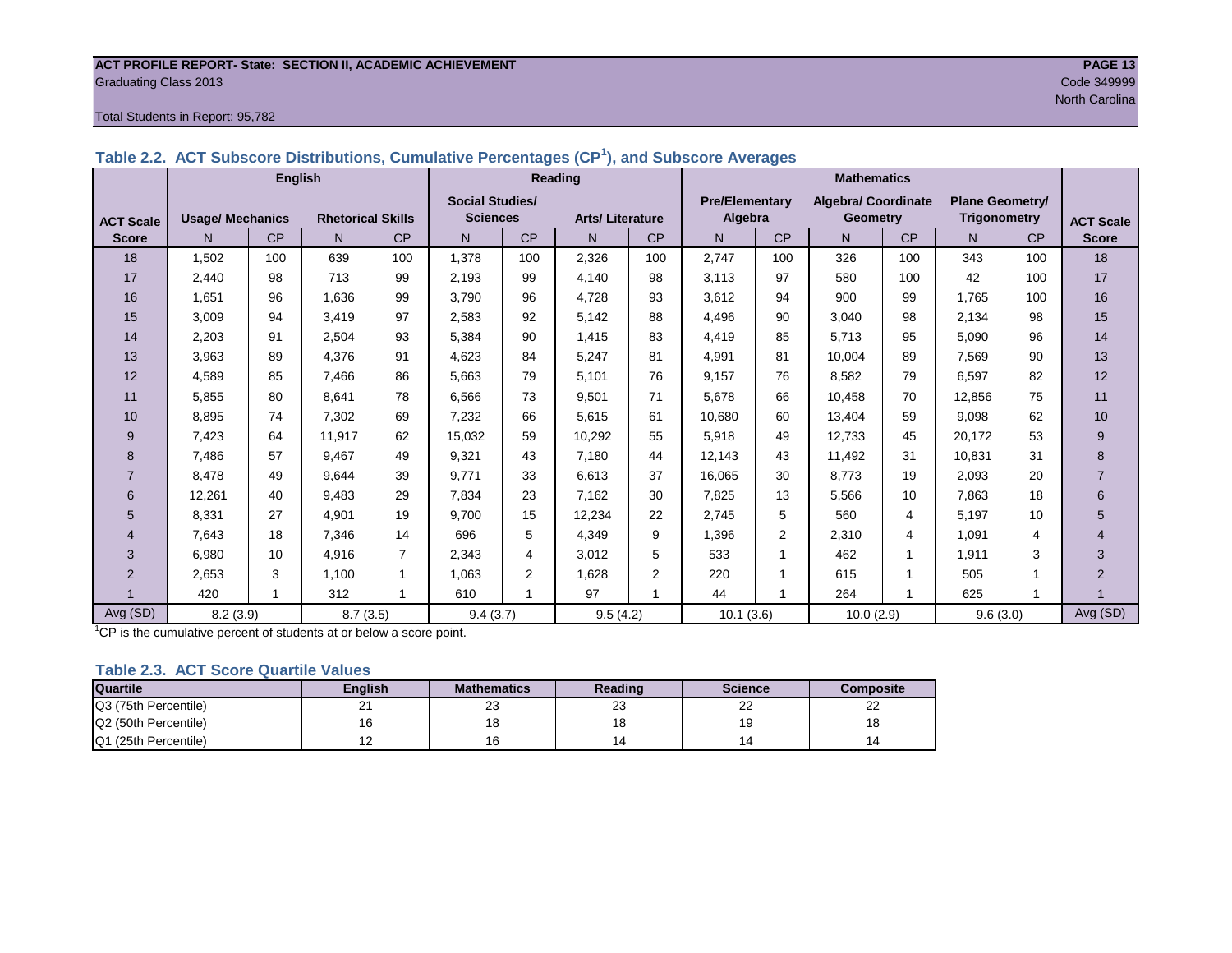ACT PROFILE REPORT- State: SECTION II, ACADEMIC ACHIEVEMENT

Graduating Class 2013

Code 349999

North Carolina

Total Students in Report: 95,782

### Table 2.2. ACT Subscore Distributions, Cumulative Percentages (CP[1]), and Subscore Averages

| | English | | | | Reading | | | | Mathematics | | | | | | |
|---|---|---|---|---|---|---|---|---|---|---|---|---|---|---|---|
| ACT Scale Score | Usage/ Mechanics | | Rhetorical Skills | | Social Studies/ Sciences | | Arts/ Literature | | Pre/Elementary Algebra | | Algebra/ Coordinate Geometry | | Plane Geometry/ Trigonometry | | ACT Scale Score |
| | N | CP | N | CP | N | CP | N | CP | N | CP | N | CP | N | CP | |
| 18 | 1,502 | 100 | 639 | 100 | 1,378 | 100 | 2,326 | 100 | 2,747 | 100 | 326 | 100 | 343 | 100 | 18 |
| 17 | 2,440 | 98 | 713 | 99 | 2,193 | 99 | 4,140 | 98 | 3,113 | 97 | 580 | 100 | 42 | 100 | 17 |
| 16 | 1,651 | 96 | 1,636 | 99 | 3,790 | 96 | 4,728 | 93 | 3,612 | 94 | 900 | 99 | 1,765 | 100 | 16 |
| 15 | 3,009 | 94 | 3,419 | 97 | 2,583 | 92 | 5,142 | 88 | 4,496 | 90 | 3,040 | 98 | 2,134 | 98 | 15 |
| 14 | 2,203 | 91 | 2,504 | 93 | 5,384 | 90 | 1,415 | 83 | 4,419 | 85 | 5,713 | 95 | 5,090 | 96 | 14 |
| 13 | 3,963 | 89 | 4,376 | 91 | 4,623 | 84 | 5,247 | 81 | 4,991 | 81 | 10,004 | 89 | 7,569 | 90 | 13 |
| 12 | 4,589 | 85 | 7,466 | 86 | 5,663 | 79 | 5,101 | 76 | 9,157 | 76 | 8,582 | 79 | 6,597 | 82 | 12 |
| 11 | 5,855 | 80 | 8,641 | 78 | 6,566 | 73 | 9,501 | 71 | 5,678 | 66 | 10,458 | 70 | 12,856 | 75 | 11 |
| 10 | 8,895 | 74 | 7,302 | 69 | 7,232 | 66 | 5,615 | 61 | 10,680 | 60 | 13,404 | 59 | 9,098 | 62 | 10 |
| 9 | 7,423 | 64 | 11,917 | 62 | 15,032 | 59 | 10,292 | 55 | 5,918 | 49 | 12,733 | 45 | 20,172 | 53 | 9 |
| 8 | 7,486 | 57 | 9,467 | 49 | 9,321 | 43 | 7,180 | 44 | 12,143 | 43 | 11,492 | 31 | 10,831 | 31 | 8 |
| 7 | 8,478 | 49 | 9,644 | 39 | 9,771 | 33 | 6,613 | 37 | 16,065 | 30 | 8,773 | 19 | 2,093 | 20 | 7 |
| 6 | 12,261 | 40 | 9,483 | 29 | 7,834 | 23 | 7,162 | 30 | 7,825 | 13 | 5,566 | 10 | 7,863 | 18 | 6 |
| 5 | 8,331 | 27 | 4,901 | 19 | 9,700 | 15 | 12,234 | 22 | 2,745 | 5 | 560 | 4 | 5,197 | 10 | 5 |
| 4 | 7,643 | 18 | 7,346 | 14 | 696 | 5 | 4,349 | 9 | 1,396 | 2 | 2,310 | 4 | 1,091 | 4 | 4 |
| 3 | 6,980 | 10 | 4,916 | 7 | 2,343 | 4 | 3,012 | 5 | 533 | 1 | 462 | 1 | 1,911 | 3 | 3 |
| 2 | 2,653 | 3 | 1,100 | 1 | 1,063 | 2 | 1,628 | 2 | 220 | 1 | 615 | 1 | 505 | 1 | 2 |
| 1 | 420 | 1 | 312 | 1 | 610 | 1 | 97 | 1 | 44 | 1 | 264 | 1 | 625 | 1 | 1 |
| Avg (SD) | 8.2 (3.9) | | 8.7 (3.5) | | 9.4 (3.7) | | 9.5 (4.2) | | 10.1 (3.6) | | 10.0 (2.9) | | 9.6 (3.0) | | Avg (SD) |

[1]CP is the cumulative percent of students at or below a score point.

### Table 2.3. ACT Score Quartile Values

| Quartile | English | Mathematics | Reading | Science | Composite |
|---|---|---|---|---|---|
| Q3 (75th Percentile) | 21 | 23 | 23 | 22 | 22 |
| Q2 (50th Percentile) | 16 | 18 | 18 | 19 | 18 |
| Q1 (25th Percentile) | 12 | 16 | 14 | 14 | 14 |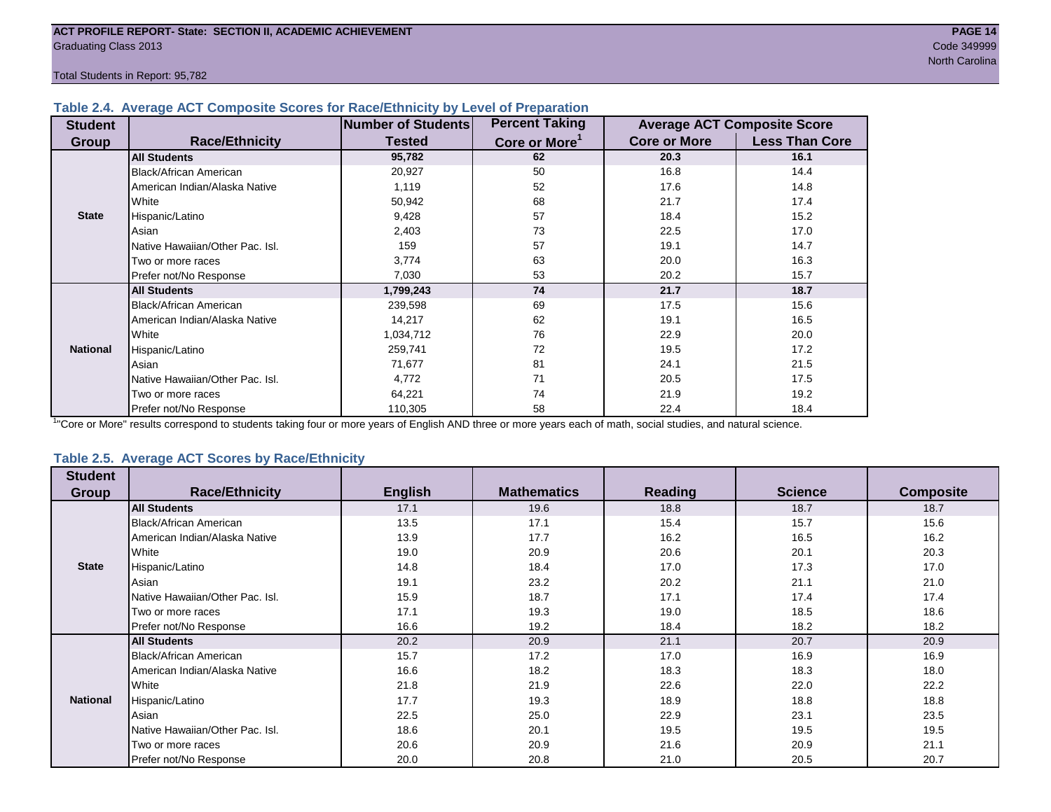ACT PROFILE REPORT- State: SECTION II, ACADEMIC ACHIEVEMENT
Graduating Class 2013

Code 349999
North Carolina

Total Students in Report: 95,782

### Table 2.4. Average ACT Composite Scores for Race/Ethnicity by Level of Preparation

| Student Group | Race/Ethnicity | Number of Students Tested | Percent Taking Core or More[1] | Average ACT Composite Score | |
|---|---|---|---|---|---|
| | | | | Core or More | Less Than Core |
| State | **All Students** | **95,782** | **62** | **20.3** | **16.1** |
| | Black/African American | 20,927 | 50 | 16.8 | 14.4 |
| | American Indian/Alaska Native | 1,119 | 52 | 17.6 | 14.8 |
| | White | 50,942 | 68 | 21.7 | 17.4 |
| | Hispanic/Latino | 9,428 | 57 | 18.4 | 15.2 |
| | Asian | 2,403 | 73 | 22.5 | 17.0 |
| | Native Hawaiian/Other Pac. Isl. | 159 | 57 | 19.1 | 14.7 |
| | Two or more races | 3,774 | 63 | 20.0 | 16.3 |
| | Prefer not/No Response | 7,030 | 53 | 20.2 | 15.7 |
| National | **All Students** | **1,799,243** | **74** | **21.7** | **18.7** |
| | Black/African American | 239,598 | 69 | 17.5 | 15.6 |
| | American Indian/Alaska Native | 14,217 | 62 | 19.1 | 16.5 |
| | White | 1,034,712 | 76 | 22.9 | 20.0 |
| | Hispanic/Latino | 259,741 | 72 | 19.5 | 17.2 |
| | Asian | 71,677 | 81 | 24.1 | 21.5 |
| | Native Hawaiian/Other Pac. Isl. | 4,772 | 71 | 20.5 | 17.5 |
| | Two or more races | 64,221 | 74 | 21.9 | 19.2 |
| | Prefer not/No Response | 110,305 | 58 | 22.4 | 18.4 |

[1]"Core or More" results correspond to students taking four or more years of English AND three or more years each of math, social studies, and natural science.

### Table 2.5. Average ACT Scores by Race/Ethnicity

| Student Group | Race/Ethnicity | English | Mathematics | Reading | Science | Composite |
|---|---|---|---|---|---|---|
| State | **All Students** | 17.1 | 19.6 | 18.8 | 18.7 | 18.7 |
| | Black/African American | 13.5 | 17.1 | 15.4 | 15.7 | 15.6 |
| | American Indian/Alaska Native | 13.9 | 17.7 | 16.2 | 16.5 | 16.2 |
| | White | 19.0 | 20.9 | 20.6 | 20.1 | 20.3 |
| | Hispanic/Latino | 14.8 | 18.4 | 17.0 | 17.3 | 17.0 |
| | Asian | 19.1 | 23.2 | 20.2 | 21.1 | 21.0 |
| | Native Hawaiian/Other Pac. Isl. | 15.9 | 18.7 | 17.1 | 17.4 | 17.4 |
| | Two or more races | 17.1 | 19.3 | 19.0 | 18.5 | 18.6 |
| | Prefer not/No Response | 16.6 | 19.2 | 18.4 | 18.2 | 18.2 |
| National | **All Students** | 20.2 | 20.9 | 21.1 | 20.7 | 20.9 |
| | Black/African American | 15.7 | 17.2 | 17.0 | 16.9 | 16.9 |
| | American Indian/Alaska Native | 16.6 | 18.2 | 18.3 | 18.3 | 18.0 |
| | White | 21.8 | 21.9 | 22.6 | 22.0 | 22.2 |
| | Hispanic/Latino | 17.7 | 19.3 | 18.9 | 18.8 | 18.8 |
| | Asian | 22.5 | 25.0 | 22.9 | 23.1 | 23.5 |
| | Native Hawaiian/Other Pac. Isl. | 18.6 | 20.1 | 19.5 | 19.5 | 19.5 |
| | Two or more races | 20.6 | 20.9 | 21.6 | 20.9 | 21.1 |
| | Prefer not/No Response | 20.0 | 20.8 | 21.0 | 20.5 | 20.7 |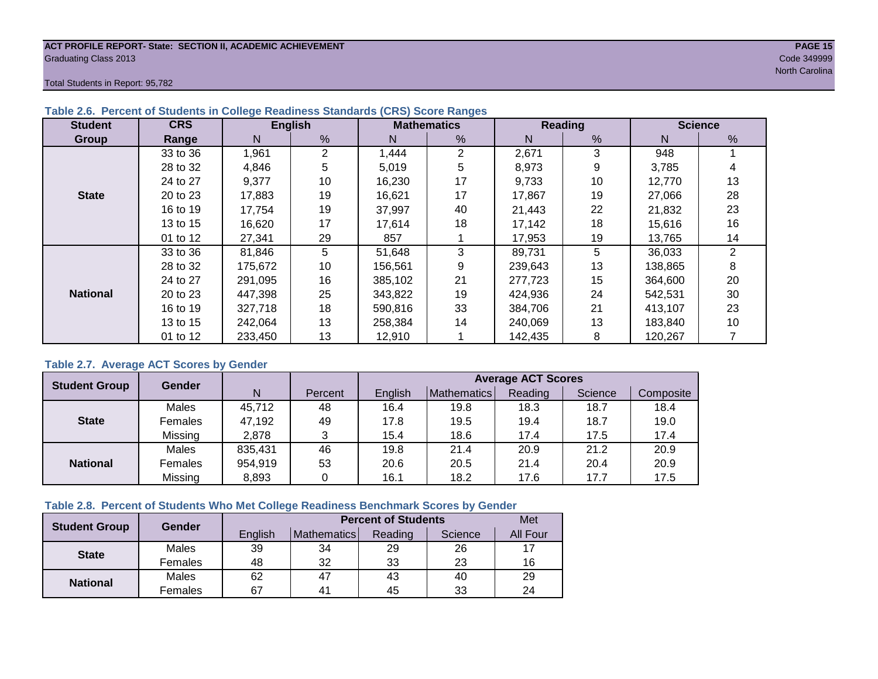ACT PROFILE REPORT- State: SECTION II, ACADEMIC ACHIEVEMENT
Graduating Class 2013
Code 349999
North Carolina

Total Students in Report: 95,782

### Table 2.6. Percent of Students in College Readiness Standards (CRS) Score Ranges

| Student Group | CRS Range | English | | Mathematics | | Reading | | Science | |
|---|---|---|---|---|---|---|---|---|---|
| | | N | % | N | % | N | % | N | % |
| State | 33 to 36 | 1,961 | 2 | 1,444 | 2 | 2,671 | 3 | 948 | 1 |
| | 28 to 32 | 4,846 | 5 | 5,019 | 5 | 8,973 | 9 | 3,785 | 4 |
| | 24 to 27 | 9,377 | 10 | 16,230 | 17 | 9,733 | 10 | 12,770 | 13 |
| | 20 to 23 | 17,883 | 19 | 16,621 | 17 | 17,867 | 19 | 27,066 | 28 |
| | 16 to 19 | 17,754 | 19 | 37,997 | 40 | 21,443 | 22 | 21,832 | 23 |
| | 13 to 15 | 16,620 | 17 | 17,614 | 18 | 17,142 | 18 | 15,616 | 16 |
| | 01 to 12 | 27,341 | 29 | 857 | 1 | 17,953 | 19 | 13,765 | 14 |
| National | 33 to 36 | 81,846 | 5 | 51,648 | 3 | 89,731 | 5 | 36,033 | 2 |
| | 28 to 32 | 175,672 | 10 | 156,561 | 9 | 239,643 | 13 | 138,865 | 8 |
| | 24 to 27 | 291,095 | 16 | 385,102 | 21 | 277,723 | 15 | 364,600 | 20 |
| | 20 to 23 | 447,398 | 25 | 343,822 | 19 | 424,936 | 24 | 542,531 | 30 |
| | 16 to 19 | 327,718 | 18 | 590,816 | 33 | 384,706 | 21 | 413,107 | 23 |
| | 13 to 15 | 242,064 | 13 | 258,384 | 14 | 240,069 | 13 | 183,840 | 10 |
| | 01 to 12 | 233,450 | 13 | 12,910 | 1 | 142,435 | 8 | 120,267 | 7 |

### Table 2.7. Average ACT Scores by Gender

| Student Group | Gender | N | Percent | Average ACT Scores | | | | |
|---|---|---|---|---|---|---|---|---|
| | | | | English | Mathematics | Reading | Science | Composite |
| State | Males | 45,712 | 48 | 16.4 | 19.8 | 18.3 | 18.7 | 18.4 |
| | Females | 47,192 | 49 | 17.8 | 19.5 | 19.4 | 18.7 | 19.0 |
| | Missing | 2,878 | 3 | 15.4 | 18.6 | 17.4 | 17.5 | 17.4 |
| National | Males | 835,431 | 46 | 19.8 | 21.4 | 20.9 | 21.2 | 20.9 |
| | Females | 954,919 | 53 | 20.6 | 20.5 | 21.4 | 20.4 | 20.9 |
| | Missing | 8,893 | 0 | 16.1 | 18.2 | 17.6 | 17.7 | 17.5 |

### Table 2.8. Percent of Students Who Met College Readiness Benchmark Scores by Gender

| Student Group | Gender | Percent of Students | | | | Met |
|---|---|---|---|---|---|---|
| | | English | Mathematics | Reading | Science | All Four |
| State | Males | 39 | 34 | 29 | 26 | 17 |
| | Females | 48 | 32 | 33 | 23 | 16 |
| National | Males | 62 | 47 | 43 | 40 | 29 |
| | Females | 67 | 41 | 45 | 33 | 24 |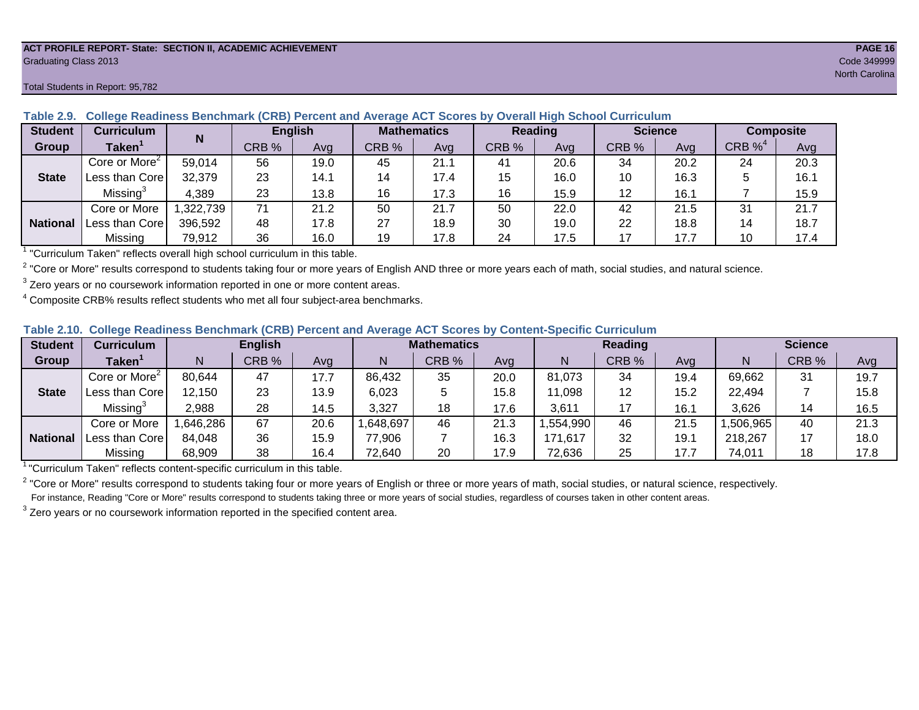**ACT PROFILE REPORT- State: SECTION II, ACADEMIC ACHIEVEMENT**
Graduating Class 2013

Code 349999
North Carolina

Total Students in Report: 95,782

### Table 2.9. College Readiness Benchmark (CRB) Percent and Average ACT Scores by Overall High School Curriculum

| Student Group | Curriculum Taken[1] | N | English | | Mathematics | | Reading | | Science | | Composite | |
|---|---|---|---|---|---|---|---|---|---|---|---|---|
| | | | CRB % | Avg | CRB % | Avg | CRB % | Avg | CRB % | Avg | CRB %[4] | Avg |
| State | Core or More[2] | 59,014 | 56 | 19.0 | 45 | 21.1 | 41 | 20.6 | 34 | 20.2 | 24 | 20.3 |
| | Less than Core | 32,379 | 23 | 14.1 | 14 | 17.4 | 15 | 16.0 | 10 | 16.3 | 5 | 16.1 |
| | Missing[3] | 4,389 | 23 | 13.8 | 16 | 17.3 | 16 | 15.9 | 12 | 16.1 | 7 | 15.9 |
| National | Core or More | 1,322,739 | 71 | 21.2 | 50 | 21.7 | 50 | 22.0 | 42 | 21.5 | 31 | 21.7 |
| | Less than Core | 396,592 | 48 | 17.8 | 27 | 18.9 | 30 | 19.0 | 22 | 18.8 | 14 | 18.7 |
| | Missing | 79,912 | 36 | 16.0 | 19 | 17.8 | 24 | 17.5 | 17 | 17.7 | 10 | 17.4 |

[1] "Curriculum Taken" reflects overall high school curriculum in this table.

[2] "Core or More" results correspond to students taking four or more years of English AND three or more years each of math, social studies, and natural science.

[3] Zero years or no coursework information reported in one or more content areas.

[4] Composite CRB% results reflect students who met all four subject-area benchmarks.

### Table 2.10. College Readiness Benchmark (CRB) Percent and Average ACT Scores by Content-Specific Curriculum

| Student Group | Curriculum Taken[1] | English | | | Mathematics | | | Reading | | | Science | | |
|---|---|---|---|---|---|---|---|---|---|---|---|---|---|
| | | N | CRB % | Avg | N | CRB % | Avg | N | CRB % | Avg | N | CRB % | Avg |
| State | Core or More[2] | 80,644 | 47 | 17.7 | 86,432 | 35 | 20.0 | 81,073 | 34 | 19.4 | 69,662 | 31 | 19.7 |
| | Less than Core | 12,150 | 23 | 13.9 | 6,023 | 5 | 15.8 | 11,098 | 12 | 15.2 | 22,494 | 7 | 15.8 |
| | Missing[3] | 2,988 | 28 | 14.5 | 3,327 | 18 | 17.6 | 3,611 | 17 | 16.1 | 3,626 | 14 | 16.5 |
| National | Core or More | 1,646,286 | 67 | 20.6 | 1,648,697 | 46 | 21.3 | 1,554,990 | 46 | 21.5 | 1,506,965 | 40 | 21.3 |
| | Less than Core | 84,048 | 36 | 15.9 | 77,906 | 7 | 16.3 | 171,617 | 32 | 19.1 | 218,267 | 17 | 18.0 |
| | Missing | 68,909 | 38 | 16.4 | 72,640 | 20 | 17.9 | 72,636 | 25 | 17.7 | 74,011 | 18 | 17.8 |

[1] "Curriculum Taken" reflects content-specific curriculum in this table.

[2] "Core or More" results correspond to students taking four or more years of English or three or more years of math, social studies, or natural science, respectively.
For instance, Reading "Core or More" results correspond to students taking three or more years of social studies, regardless of courses taken in other content areas.

[3] Zero years or no coursework information reported in the specified content area.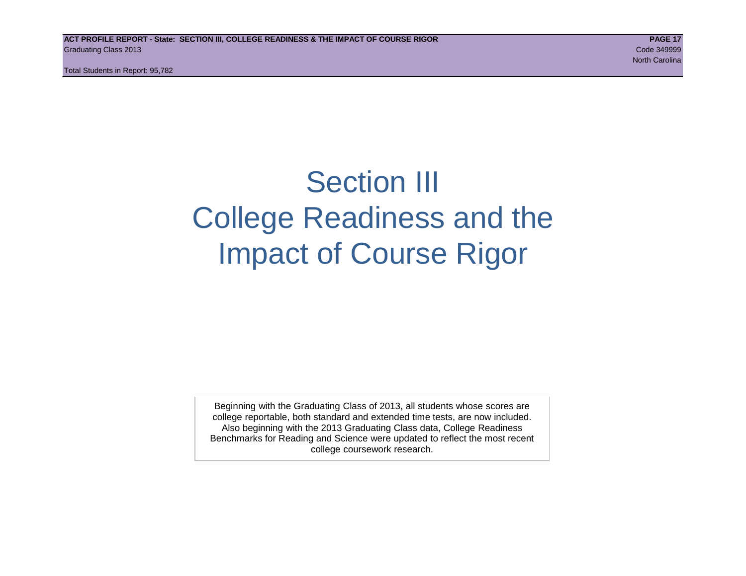# Section III
# College Readiness and the Impact of Course Rigor

Beginning with the Graduating Class of 2013, all students whose scores are college reportable, both standard and extended time tests, are now included. Also beginning with the 2013 Graduating Class data, College Readiness Benchmarks for Reading and Science were updated to reflect the most recent college coursework research.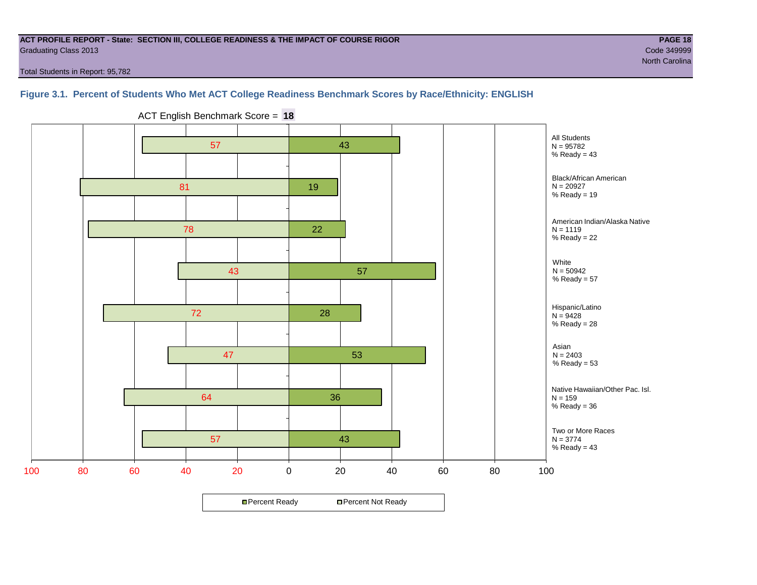**ACT PROFILE REPORT - State: SECTION III, COLLEGE READINESS & THE IMPACT OF COURSE RIGOR**
Graduating Class 2013

Code 349999
North Carolina

Total Students in Report: 95,782

### Figure 3.1. Percent of Students Who Met ACT College Readiness Benchmark Scores by Race/Ethnicity: ENGLISH

ACT English Benchmark Score = **18**

57 43

All Students
N = 95782
% Ready = 43

81 19

Black/African American
N = 20927
% Ready = 19

78 22

American Indian/Alaska Native
N = 1119
% Ready = 22

43 57

White
N = 50942
% Ready = 57

72 28

Hispanic/Latino
N = 9428
% Ready = 28

47 53

Asian
N = 2403
% Ready = 53

64 36

Native Hawaiian/Other Pac. Isl.
N = 159
% Ready = 36

57 43

Two or More Races
N = 3774
% Ready = 43

100 80 60 40 20 0 20 40 60 80 100

Percent Ready
Percent Not Ready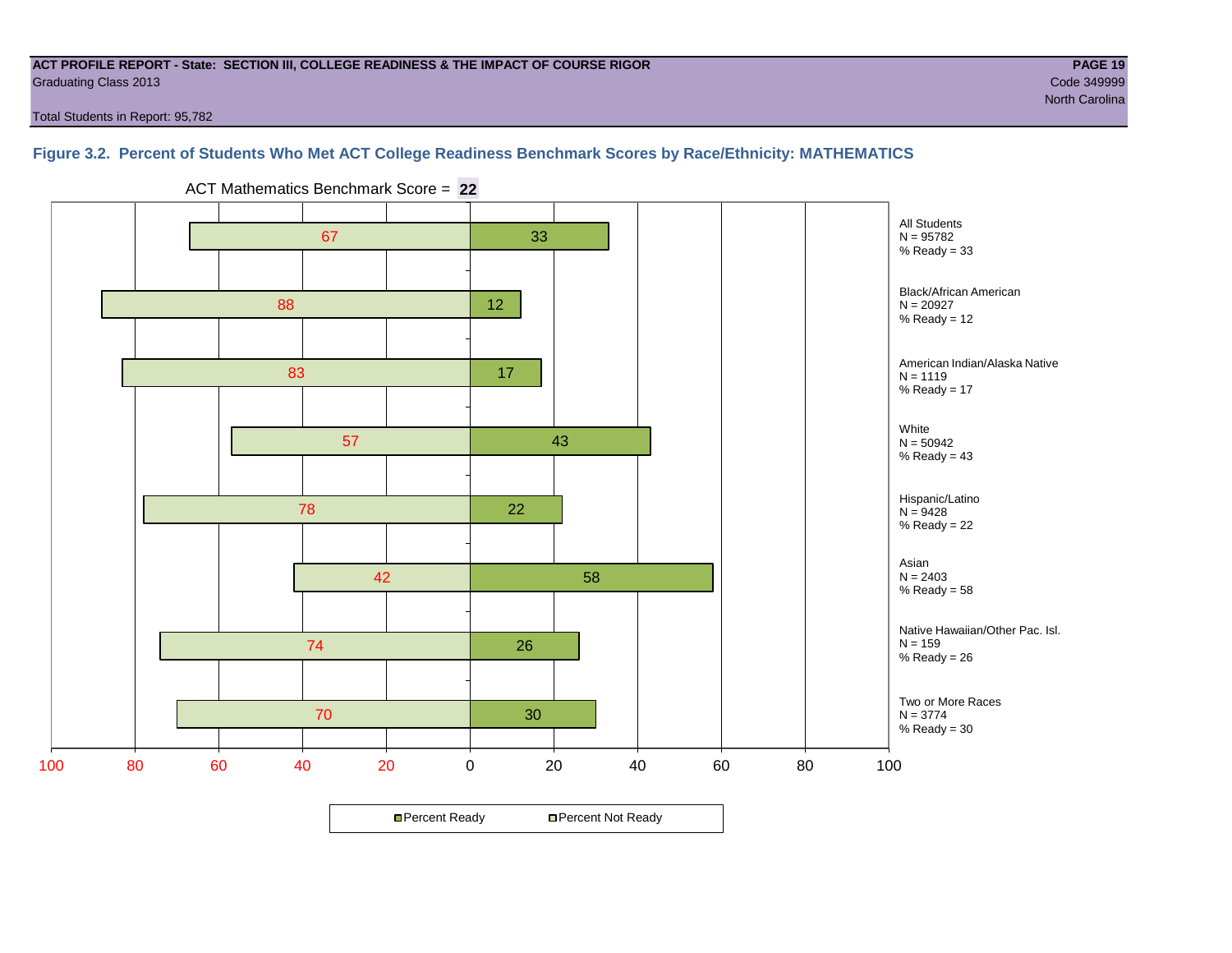ACT PROFILE REPORT - State: SECTION III, COLLEGE READINESS & THE IMPACT OF COURSE RIGOR

Graduating Class 2013

Code 349999

North Carolina

Total Students in Report: 95,782

### Figure 3.2. Percent of Students Who Met ACT College Readiness Benchmark Scores by Race/Ethnicity: MATHEMATICS

ACT Mathematics Benchmark Score = **22**

67
33

88
12

83
17

57
43

78
22

42
58

74
26

70
30

100 80 60 40 20 0 20 40 60 80 100

All Students
N = 95782
% Ready = 33

Black/African American
N = 20927
% Ready = 12

American Indian/Alaska Native
N = 1119
% Ready = 17

White
N = 50942
% Ready = 43

Hispanic/Latino
N = 9428
% Ready = 22

Asian
N = 2403
% Ready = 58

Native Hawaiian/Other Pac. Isl.
N = 159
% Ready = 26

Two or More Races
N = 3774
% Ready = 30

Percent Ready   Percent Not Ready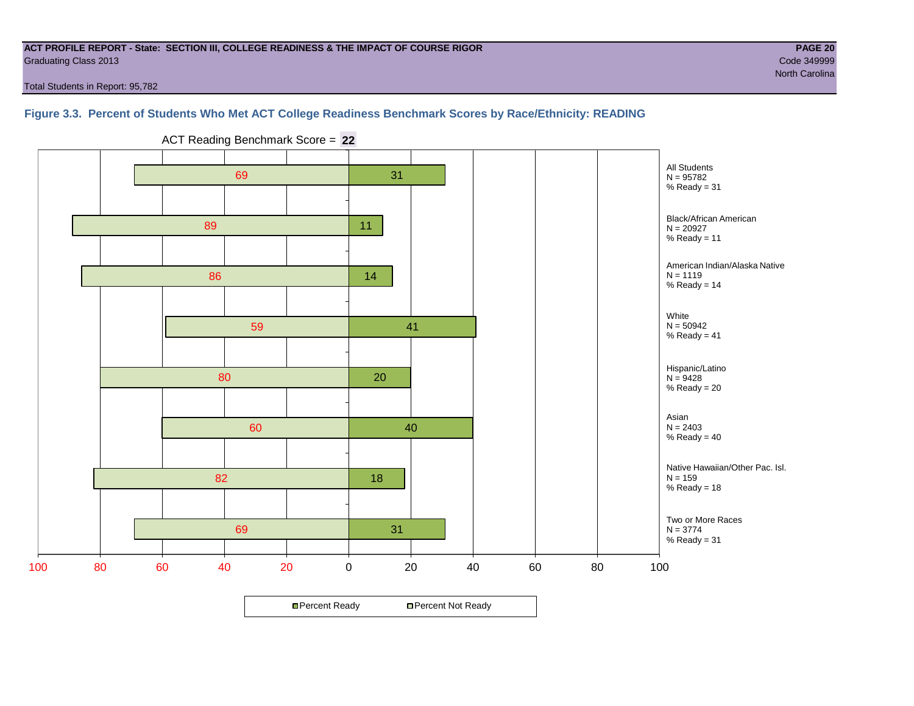ACT PROFILE REPORT - State: SECTION III, COLLEGE READINESS & THE IMPACT OF COURSE RIGOR

Graduating Class 2013

Code 349999

North Carolina

Total Students in Report: 95,782

**Figure 3.3. Percent of Students Who Met ACT College Readiness Benchmark Scores by Race/Ethnicity: READING**

ACT Reading Benchmark Score = **22**

69 31

All Students
N = 95782
% Ready = 31

89 11

Black/African American
N = 20927
% Ready = 11

86 14

American Indian/Alaska Native
N = 1119
% Ready = 14

59 41

White
N = 50942
% Ready = 41

80 20

Hispanic/Latino
N = 9428
% Ready = 20

60 40

Asian
N = 2403
% Ready = 40

82 18

Native Hawaiian/Other Pac. Isl.
N = 159
% Ready = 18

69 31

Two or More Races
N = 3774
% Ready = 31

100 80 60 40 20 0 20 40 60 80 100

Percent Ready
Percent Not Ready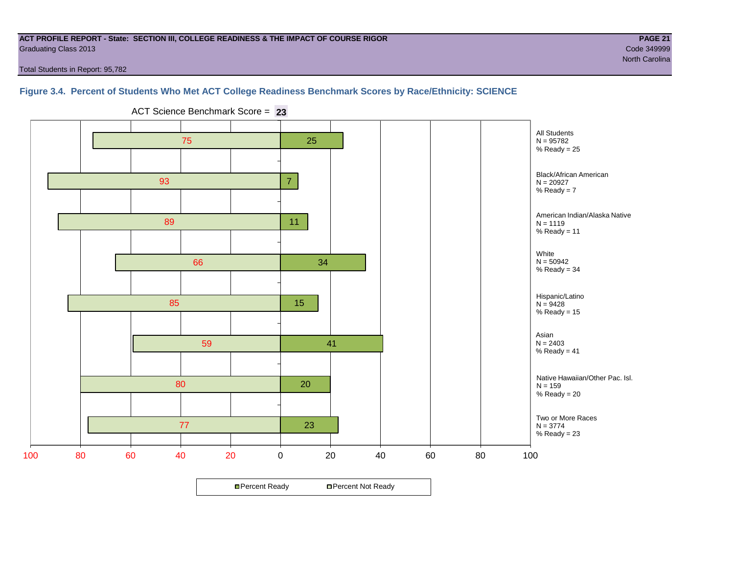ACT PROFILE REPORT - State: SECTION III, COLLEGE READINESS & THE IMPACT OF COURSE RIGOR
Graduating Class 2013
Code 349999
North Carolina

Total Students in Report: 95,782

### Figure 3.4. Percent of Students Who Met ACT College Readiness Benchmark Scores by Race/Ethnicity: SCIENCE

ACT Science Benchmark Score = **23**

75 25
All Students
N = 95782
% Ready = 25

93 7
Black/African American
N = 20927
% Ready = 7

89 11
American Indian/Alaska Native
N = 1119
% Ready = 11

66 34
White
N = 50942
% Ready = 34

85 15
Hispanic/Latino
N = 9428
% Ready = 15

59 41
Asian
N = 2403
% Ready = 41

80 20
Native Hawaiian/Other Pac. Isl.
N = 159
% Ready = 20

77 23
Two or More Races
N = 3774
% Ready = 23

100 80 60 40 20 0 20 40 60 80 100

Percent Ready
Percent Not Ready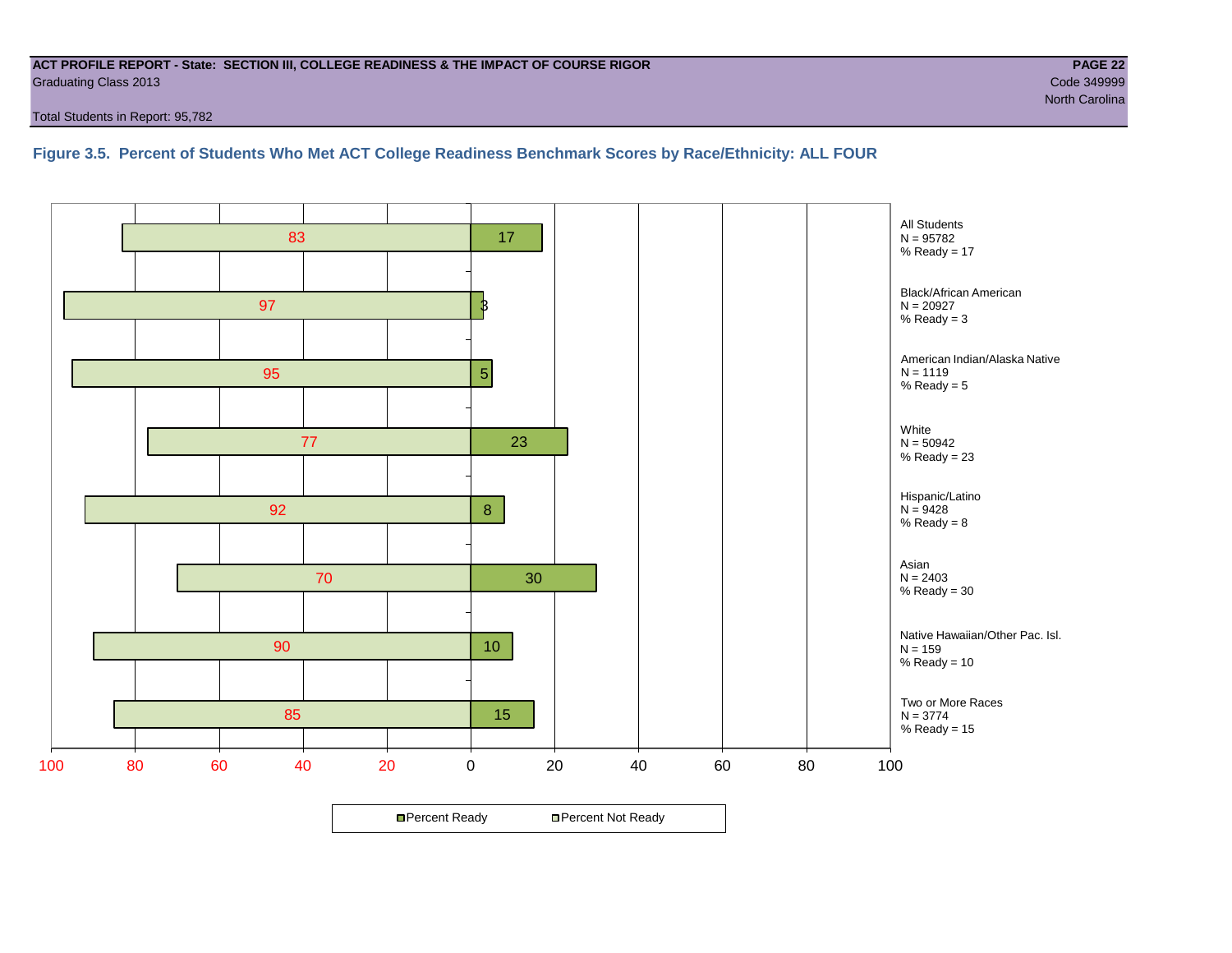ACT PROFILE REPORT - State: SECTION III, COLLEGE READINESS & THE IMPACT OF COURSE RIGOR

Graduating Class 2013

Code 349999

North Carolina

Total Students in Report: 95,782

### Figure 3.5. Percent of Students Who Met ACT College Readiness Benchmark Scores by Race/Ethnicity: ALL FOUR

| Group | N | Percent Not Ready | Percent Ready |
|---|---|---|---|
| All Students | 95782 | 83 | 17 |
| Black/African American | 20927 | 97 | 3 |
| American Indian/Alaska Native | 1119 | 95 | 5 |
| White | 50942 | 77 | 23 |
| Hispanic/Latino | 9428 | 92 | 8 |
| Asian | 2403 | 70 | 30 |
| Native Hawaiian/Other Pac. Isl. | 159 | 90 | 10 |
| Two or More Races | 3774 | 85 | 15 |

Percent Ready / Percent Not Ready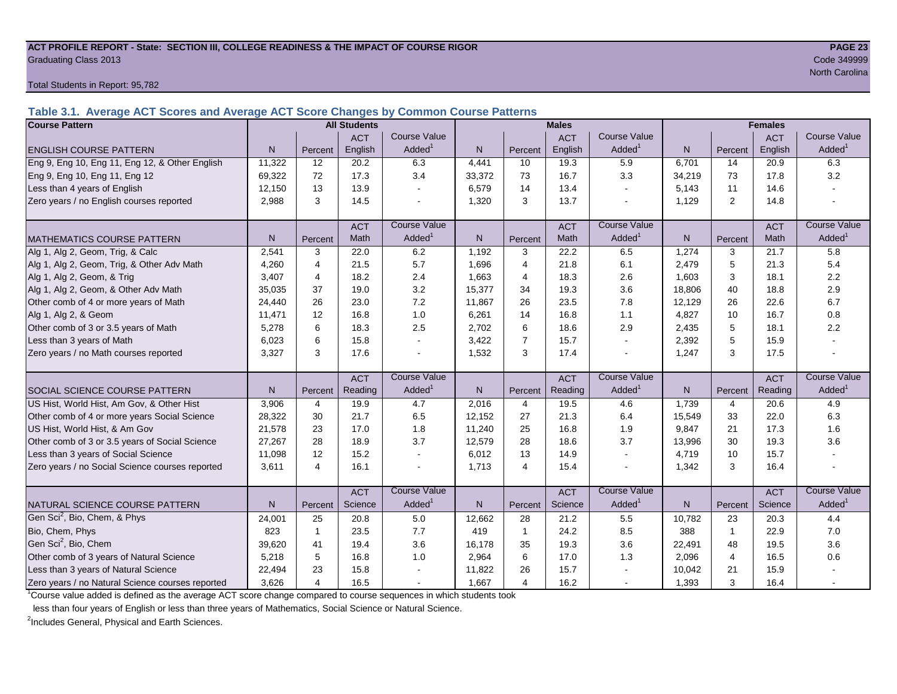ACT PROFILE REPORT - State: SECTION III, COLLEGE READINESS & THE IMPACT OF COURSE RIGOR

Graduating Class 2013

Code 349999

North Carolina

Total Students in Report: 95,782

### Table 3.1. Average ACT Scores and Average ACT Score Changes by Common Course Patterns

| Course Pattern | All Students | | | | Males | | | | Females | | | |
|---|---|---|---|---|---|---|---|---|---|---|---|---|
| ENGLISH COURSE PATTERN | N | Percent | ACT English | Course Value Added[1] | N | Percent | ACT English | Course Value Added[1] | N | Percent | ACT English | Course Value Added[1] |
| Eng 9, Eng 10, Eng 11, Eng 12, & Other English | 11,322 | 12 | 20.2 | 6.3 | 4,441 | 10 | 19.3 | 5.9 | 6,701 | 14 | 20.9 | 6.3 |
| Eng 9, Eng 10, Eng 11, Eng 12 | 69,322 | 72 | 17.3 | 3.4 | 33,372 | 73 | 16.7 | 3.3 | 34,219 | 73 | 17.8 | 3.2 |
| Less than 4 years of English | 12,150 | 13 | 13.9 | - | 6,579 | 14 | 13.4 | - | 5,143 | 11 | 14.6 | - |
| Zero years / no English courses reported | 2,988 | 3 | 14.5 | - | 1,320 | 3 | 13.7 | - | 1,129 | 2 | 14.8 | - |
| MATHEMATICS COURSE PATTERN | N | Percent | ACT Math | Course Value Added[1] | N | Percent | ACT Math | Course Value Added[1] | N | Percent | ACT Math | Course Value Added[1] |
| Alg 1, Alg 2, Geom, Trig, & Calc | 2,541 | 3 | 22.0 | 6.2 | 1,192 | 3 | 22.2 | 6.5 | 1,274 | 3 | 21.7 | 5.8 |
| Alg 1, Alg 2, Geom, Trig, & Other Adv Math | 4,260 | 4 | 21.5 | 5.7 | 1,696 | 4 | 21.8 | 6.1 | 2,479 | 5 | 21.3 | 5.4 |
| Alg 1, Alg 2, Geom, & Trig | 3,407 | 4 | 18.2 | 2.4 | 1,663 | 4 | 18.3 | 2.6 | 1,603 | 3 | 18.1 | 2.2 |
| Alg 1, Alg 2, Geom, & Other Adv Math | 35,035 | 37 | 19.0 | 3.2 | 15,377 | 34 | 19.3 | 3.6 | 18,806 | 40 | 18.8 | 2.9 |
| Other comb of 4 or more years of Math | 24,440 | 26 | 23.0 | 7.2 | 11,867 | 26 | 23.5 | 7.8 | 12,129 | 26 | 22.6 | 6.7 |
| Alg 1, Alg 2, & Geom | 11,471 | 12 | 16.8 | 1.0 | 6,261 | 14 | 16.8 | 1.1 | 4,827 | 10 | 16.7 | 0.8 |
| Other comb of 3 or 3.5 years of Math | 5,278 | 6 | 18.3 | 2.5 | 2,702 | 6 | 18.6 | 2.9 | 2,435 | 5 | 18.1 | 2.2 |
| Less than 3 years of Math | 6,023 | 6 | 15.8 | - | 3,422 | 7 | 15.7 | - | 2,392 | 5 | 15.9 | - |
| Zero years / no Math courses reported | 3,327 | 3 | 17.6 | - | 1,532 | 3 | 17.4 | - | 1,247 | 3 | 17.5 | - |
| SOCIAL SCIENCE COURSE PATTERN | N | Percent | ACT Reading | Course Value Added[1] | N | Percent | ACT Reading | Course Value Added[1] | N | Percent | ACT Reading | Course Value Added[1] |
| US Hist, World Hist, Am Gov, & Other Hist | 3,906 | 4 | 19.9 | 4.7 | 2,016 | 4 | 19.5 | 4.6 | 1,739 | 4 | 20.6 | 4.9 |
| Other comb of 4 or more years Social Science | 28,322 | 30 | 21.7 | 6.5 | 12,152 | 27 | 21.3 | 6.4 | 15,549 | 33 | 22.0 | 6.3 |
| US Hist, World Hist, & Am Gov | 21,578 | 23 | 17.0 | 1.8 | 11,240 | 25 | 16.8 | 1.9 | 9,847 | 21 | 17.3 | 1.6 |
| Other comb of 3 or 3.5 years of Social Science | 27,267 | 28 | 18.9 | 3.7 | 12,579 | 28 | 18.6 | 3.7 | 13,996 | 30 | 19.3 | 3.6 |
| Less than 3 years of Social Science | 11,098 | 12 | 15.2 | - | 6,012 | 13 | 14.9 | - | 4,719 | 10 | 15.7 | - |
| Zero years / no Social Science courses reported | 3,611 | 4 | 16.1 | - | 1,713 | 4 | 15.4 | - | 1,342 | 3 | 16.4 | - |
| NATURAL SCIENCE COURSE PATTERN | N | Percent | ACT Science | Course Value Added[1] | N | Percent | ACT Science | Course Value Added[1] | N | Percent | ACT Science | Course Value Added[1] |
| Gen Sci[2], Bio, Chem, & Phys | 24,001 | 25 | 20.8 | 5.0 | 12,662 | 28 | 21.2 | 5.5 | 10,782 | 23 | 20.3 | 4.4 |
| Bio, Chem, Phys | 823 | 1 | 23.5 | 7.7 | 419 | 1 | 24.2 | 8.5 | 388 | 1 | 22.9 | 7.0 |
| Gen Sci[2], Bio, Chem | 39,620 | 41 | 19.4 | 3.6 | 16,178 | 35 | 19.3 | 3.6 | 22,491 | 48 | 19.5 | 3.6 |
| Other comb of 3 years of Natural Science | 5,218 | 5 | 16.8 | 1.0 | 2,964 | 6 | 17.0 | 1.3 | 2,096 | 4 | 16.5 | 0.6 |
| Less than 3 years of Natural Science | 22,494 | 23 | 15.8 | - | 11,822 | 26 | 15.7 | - | 10,042 | 21 | 15.9 | - |
| Zero years / no Natural Science courses reported | 3,626 | 4 | 16.5 | - | 1,667 | 4 | 16.2 | - | 1,393 | 3 | 16.4 | - |

[1]Course value added is defined as the average ACT score change compared to course sequences in which students took less than four years of English or less than three years of Mathematics, Social Science or Natural Science.

[2]Includes General, Physical and Earth Sciences.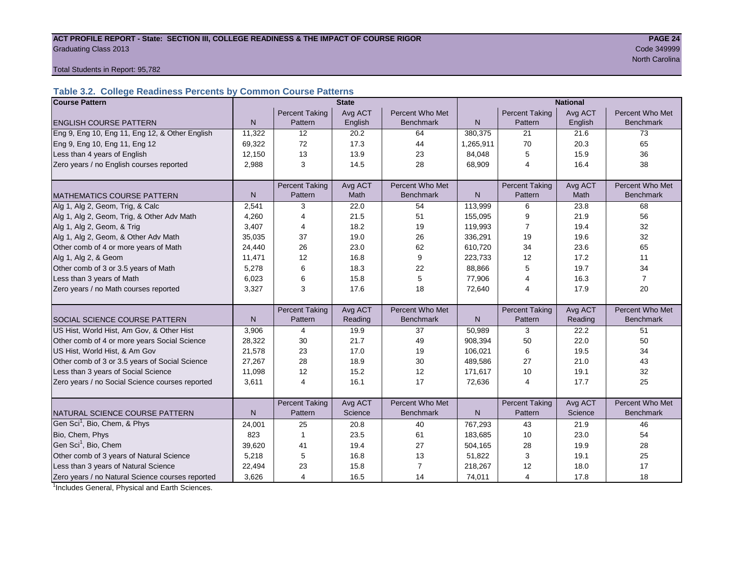**ACT PROFILE REPORT - State: SECTION III, COLLEGE READINESS & THE IMPACT OF COURSE RIGOR**

Graduating Class 2013

Code 349999

North Carolina

Total Students in Report: 95,782

### Table 3.2. College Readiness Percents by Common Course Patterns

| Course Pattern | State | | | | National | | | |
|---|---|---|---|---|---|---|---|---|
| ENGLISH COURSE PATTERN | N | Percent Taking Pattern | Avg ACT English | Percent Who Met Benchmark | N | Percent Taking Pattern | Avg ACT English | Percent Who Met Benchmark |
| Eng 9, Eng 10, Eng 11, Eng 12, & Other English | 11,322 | 12 | 20.2 | 64 | 380,375 | 21 | 21.6 | 73 |
| Eng 9, Eng 10, Eng 11, Eng 12 | 69,322 | 72 | 17.3 | 44 | 1,265,911 | 70 | 20.3 | 65 |
| Less than 4 years of English | 12,150 | 13 | 13.9 | 23 | 84,048 | 5 | 15.9 | 36 |
| Zero years / no English courses reported | 2,988 | 3 | 14.5 | 28 | 68,909 | 4 | 16.4 | 38 |
| MATHEMATICS COURSE PATTERN | N | Percent Taking Pattern | Avg ACT Math | Percent Who Met Benchmark | N | Percent Taking Pattern | Avg ACT Math | Percent Who Met Benchmark |
| Alg 1, Alg 2, Geom, Trig, & Calc | 2,541 | 3 | 22.0 | 54 | 113,999 | 6 | 23.8 | 68 |
| Alg 1, Alg 2, Geom, Trig, & Other Adv Math | 4,260 | 4 | 21.5 | 51 | 155,095 | 9 | 21.9 | 56 |
| Alg 1, Alg 2, Geom, & Trig | 3,407 | 4 | 18.2 | 19 | 119,993 | 7 | 19.4 | 32 |
| Alg 1, Alg 2, Geom, & Other Adv Math | 35,035 | 37 | 19.0 | 26 | 336,291 | 19 | 19.6 | 32 |
| Other comb of 4 or more years of Math | 24,440 | 26 | 23.0 | 62 | 610,720 | 34 | 23.6 | 65 |
| Alg 1, Alg 2, & Geom | 11,471 | 12 | 16.8 | 9 | 223,733 | 12 | 17.2 | 11 |
| Other comb of 3 or 3.5 years of Math | 5,278 | 6 | 18.3 | 22 | 88,866 | 5 | 19.7 | 34 |
| Less than 3 years of Math | 6,023 | 6 | 15.8 | 5 | 77,906 | 4 | 16.3 | 7 |
| Zero years / no Math courses reported | 3,327 | 3 | 17.6 | 18 | 72,640 | 4 | 17.9 | 20 |
| SOCIAL SCIENCE COURSE PATTERN | N | Percent Taking Pattern | Avg ACT Reading | Percent Who Met Benchmark | N | Percent Taking Pattern | Avg ACT Reading | Percent Who Met Benchmark |
| US Hist, World Hist, Am Gov, & Other Hist | 3,906 | 4 | 19.9 | 37 | 50,989 | 3 | 22.2 | 51 |
| Other comb of 4 or more years Social Science | 28,322 | 30 | 21.7 | 49 | 908,394 | 50 | 22.0 | 50 |
| US Hist, World Hist, & Am Gov | 21,578 | 23 | 17.0 | 19 | 106,021 | 6 | 19.5 | 34 |
| Other comb of 3 or 3.5 years of Social Science | 27,267 | 28 | 18.9 | 30 | 489,586 | 27 | 21.0 | 43 |
| Less than 3 years of Social Science | 11,098 | 12 | 15.2 | 12 | 171,617 | 10 | 19.1 | 32 |
| Zero years / no Social Science courses reported | 3,611 | 4 | 16.1 | 17 | 72,636 | 4 | 17.7 | 25 |
| NATURAL SCIENCE COURSE PATTERN | N | Percent Taking Pattern | Avg ACT Science | Percent Who Met Benchmark | N | Percent Taking Pattern | Avg ACT Science | Percent Who Met Benchmark |
| Gen Sci[1], Bio, Chem, & Phys | 24,001 | 25 | 20.8 | 40 | 767,293 | 43 | 21.9 | 46 |
| Bio, Chem, Phys | 823 | 1 | 23.5 | 61 | 183,685 | 10 | 23.0 | 54 |
| Gen Sci[1], Bio, Chem | 39,620 | 41 | 19.4 | 27 | 504,165 | 28 | 19.9 | 28 |
| Other comb of 3 years of Natural Science | 5,218 | 5 | 16.8 | 13 | 51,822 | 3 | 19.1 | 25 |
| Less than 3 years of Natural Science | 22,494 | 23 | 15.8 | 7 | 218,267 | 12 | 18.0 | 17 |
| Zero years / no Natural Science courses reported | 3,626 | 4 | 16.5 | 14 | 74,011 | 4 | 17.8 | 18 |

[1]Includes General, Physical and Earth Sciences.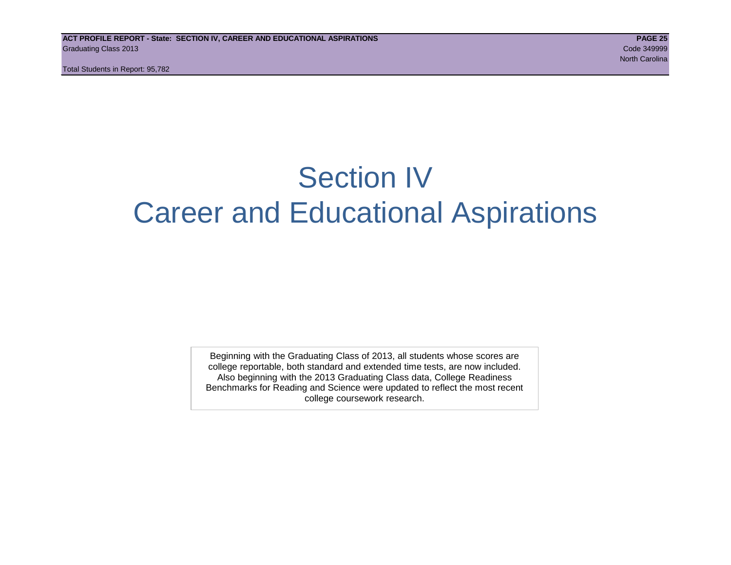# Section IV
# Career and Educational Aspirations

Beginning with the Graduating Class of 2013, all students whose scores are college reportable, both standard and extended time tests, are now included. Also beginning with the 2013 Graduating Class data, College Readiness Benchmarks for Reading and Science were updated to reflect the most recent college coursework research.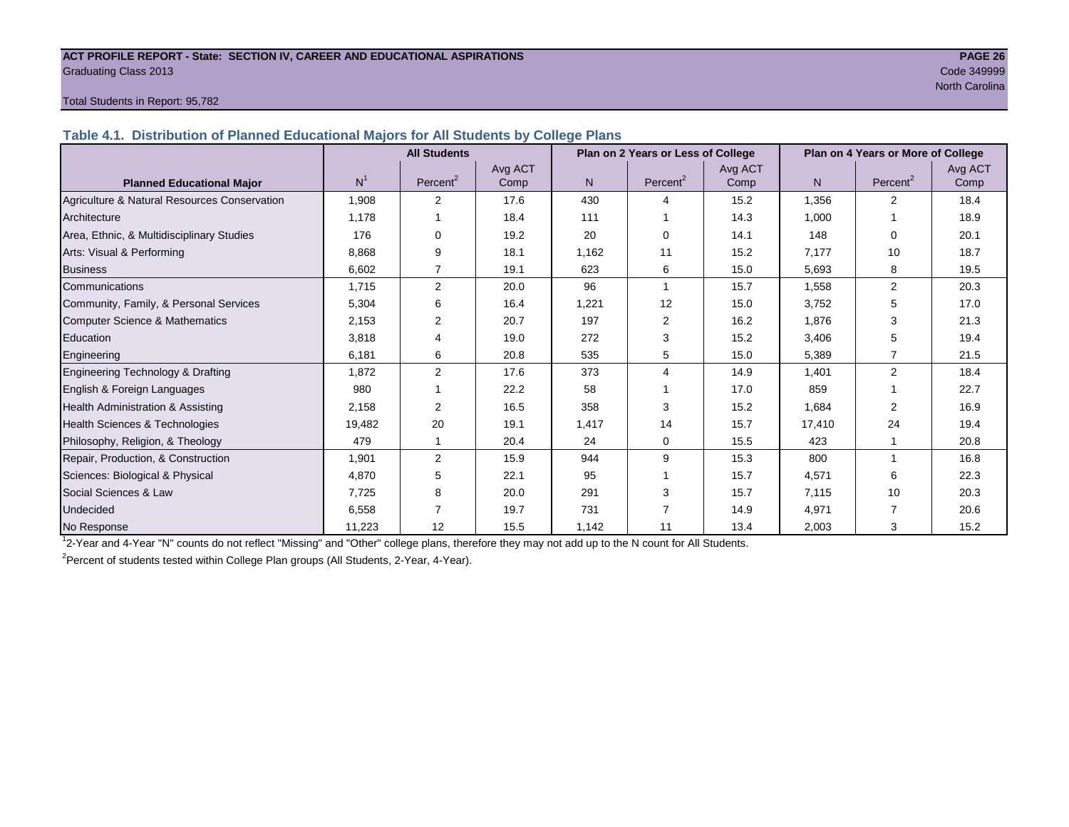**ACT PROFILE REPORT - State: SECTION IV, CAREER AND EDUCATIONAL ASPIRATIONS**

Graduating Class 2013

Code 349999

North Carolina

Total Students in Report: 95,782

### Table 4.1. Distribution of Planned Educational Majors for All Students by College Plans

| | All Students | | | Plan on 2 Years or Less of College | | | Plan on 4 Years or More of College | | |
|---|---|---|---|---|---|---|---|---|---|
| Planned Educational Major | N[1] | Percent[2] | Avg ACT Comp | N | Percent[2] | Avg ACT Comp | N | Percent[2] | Avg ACT Comp |
| Agriculture & Natural Resources Conservation | 1,908 | 2 | 17.6 | 430 | 4 | 15.2 | 1,356 | 2 | 18.4 |
| Architecture | 1,178 | 1 | 18.4 | 111 | 1 | 14.3 | 1,000 | 1 | 18.9 |
| Area, Ethnic, & Multidisciplinary Studies | 176 | 0 | 19.2 | 20 | 0 | 14.1 | 148 | 0 | 20.1 |
| Arts: Visual & Performing | 8,868 | 9 | 18.1 | 1,162 | 11 | 15.2 | 7,177 | 10 | 18.7 |
| Business | 6,602 | 7 | 19.1 | 623 | 6 | 15.0 | 5,693 | 8 | 19.5 |
| Communications | 1,715 | 2 | 20.0 | 96 | 1 | 15.7 | 1,558 | 2 | 20.3 |
| Community, Family, & Personal Services | 5,304 | 6 | 16.4 | 1,221 | 12 | 15.0 | 3,752 | 5 | 17.0 |
| Computer Science & Mathematics | 2,153 | 2 | 20.7 | 197 | 2 | 16.2 | 1,876 | 3 | 21.3 |
| Education | 3,818 | 4 | 19.0 | 272 | 3 | 15.2 | 3,406 | 5 | 19.4 |
| Engineering | 6,181 | 6 | 20.8 | 535 | 5 | 15.0 | 5,389 | 7 | 21.5 |
| Engineering Technology & Drafting | 1,872 | 2 | 17.6 | 373 | 4 | 14.9 | 1,401 | 2 | 18.4 |
| English & Foreign Languages | 980 | 1 | 22.2 | 58 | 1 | 17.0 | 859 | 1 | 22.7 |
| Health Administration & Assisting | 2,158 | 2 | 16.5 | 358 | 3 | 15.2 | 1,684 | 2 | 16.9 |
| Health Sciences & Technologies | 19,482 | 20 | 19.1 | 1,417 | 14 | 15.7 | 17,410 | 24 | 19.4 |
| Philosophy, Religion, & Theology | 479 | 1 | 20.4 | 24 | 0 | 15.5 | 423 | 1 | 20.8 |
| Repair, Production, & Construction | 1,901 | 2 | 15.9 | 944 | 9 | 15.3 | 800 | 1 | 16.8 |
| Sciences: Biological & Physical | 4,870 | 5 | 22.1 | 95 | 1 | 15.7 | 4,571 | 6 | 22.3 |
| Social Sciences & Law | 7,725 | 8 | 20.0 | 291 | 3 | 15.7 | 7,115 | 10 | 20.3 |
| Undecided | 6,558 | 7 | 19.7 | 731 | 7 | 14.9 | 4,971 | 7 | 20.6 |
| No Response | 11,223 | 12 | 15.5 | 1,142 | 11 | 13.4 | 2,003 | 3 | 15.2 |

[1]2-Year and 4-Year "N" counts do not reflect "Missing" and "Other" college plans, therefore they may not add up to the N count for All Students.

[2]Percent of students tested within College Plan groups (All Students, 2-Year, 4-Year).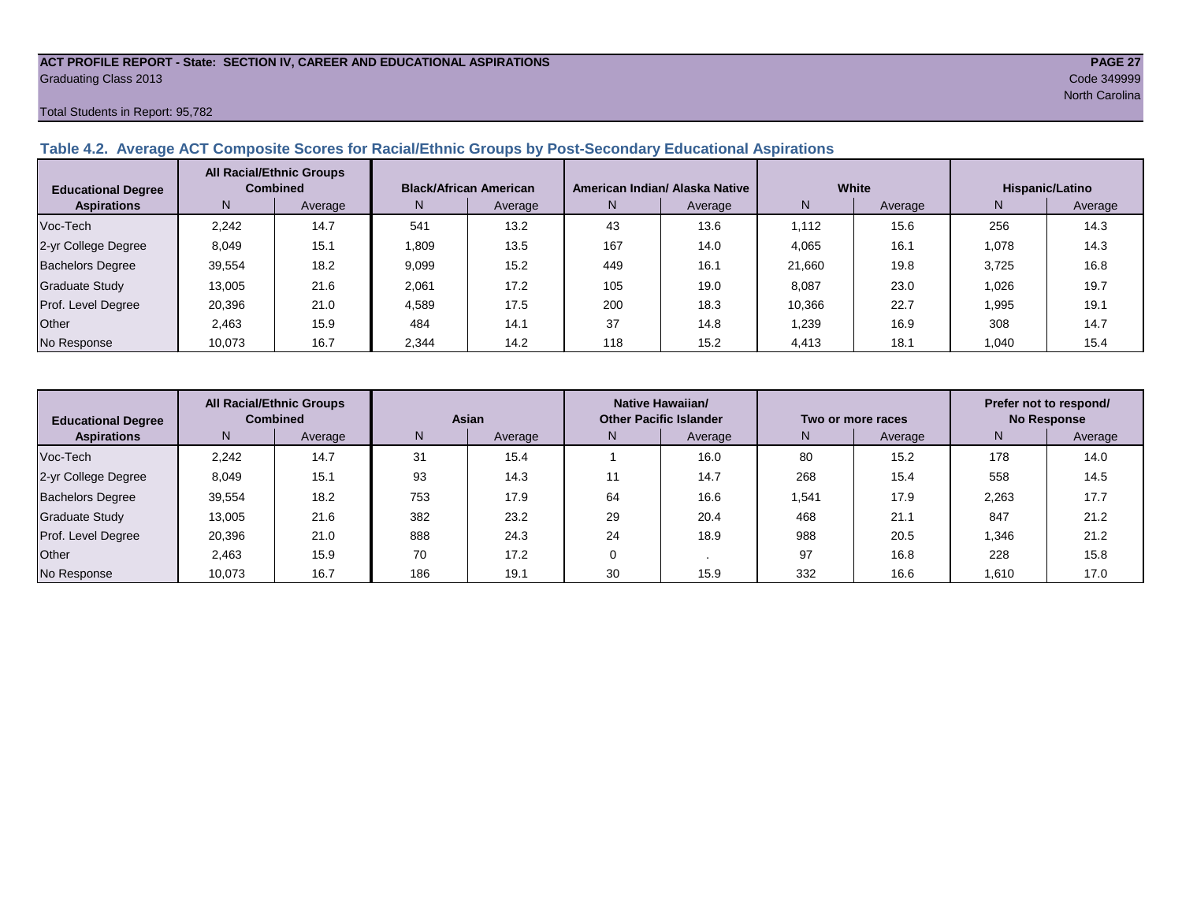**ACT PROFILE REPORT - State: SECTION IV, CAREER AND EDUCATIONAL ASPIRATIONS**
Graduating Class 2013
Code 349999
North Carolina

Total Students in Report: 95,782

### Table 4.2. Average ACT Composite Scores for Racial/Ethnic Groups by Post-Secondary Educational Aspirations

| Educational Degree Aspirations | All Racial/Ethnic Groups Combined | | Black/African American | | American Indian/ Alaska Native | | White | | Hispanic/Latino | |
|---|---|---|---|---|---|---|---|---|---|---|
| | N | Average | N | Average | N | Average | N | Average | N | Average |
| Voc-Tech | 2,242 | 14.7 | 541 | 13.2 | 43 | 13.6 | 1,112 | 15.6 | 256 | 14.3 |
| 2-yr College Degree | 8,049 | 15.1 | 1,809 | 13.5 | 167 | 14.0 | 4,065 | 16.1 | 1,078 | 14.3 |
| Bachelors Degree | 39,554 | 18.2 | 9,099 | 15.2 | 449 | 16.1 | 21,660 | 19.8 | 3,725 | 16.8 |
| Graduate Study | 13,005 | 21.6 | 2,061 | 17.2 | 105 | 19.0 | 8,087 | 23.0 | 1,026 | 19.7 |
| Prof. Level Degree | 20,396 | 21.0 | 4,589 | 17.5 | 200 | 18.3 | 10,366 | 22.7 | 1,995 | 19.1 |
| Other | 2,463 | 15.9 | 484 | 14.1 | 37 | 14.8 | 1,239 | 16.9 | 308 | 14.7 |
| No Response | 10,073 | 16.7 | 2,344 | 14.2 | 118 | 15.2 | 4,413 | 18.1 | 1,040 | 15.4 |

| Educational Degree Aspirations | All Racial/Ethnic Groups Combined | | Asian | | Native Hawaiian/ Other Pacific Islander | | Two or more races | | Prefer not to respond/ No Response | |
|---|---|---|---|---|---|---|---|---|---|---|
| | N | Average | N | Average | N | Average | N | Average | N | Average |
| Voc-Tech | 2,242 | 14.7 | 31 | 15.4 | 1 | 16.0 | 80 | 15.2 | 178 | 14.0 |
| 2-yr College Degree | 8,049 | 15.1 | 93 | 14.3 | 11 | 14.7 | 268 | 15.4 | 558 | 14.5 |
| Bachelors Degree | 39,554 | 18.2 | 753 | 17.9 | 64 | 16.6 | 1,541 | 17.9 | 2,263 | 17.7 |
| Graduate Study | 13,005 | 21.6 | 382 | 23.2 | 29 | 20.4 | 468 | 21.1 | 847 | 21.2 |
| Prof. Level Degree | 20,396 | 21.0 | 888 | 24.3 | 24 | 18.9 | 988 | 20.5 | 1,346 | 21.2 |
| Other | 2,463 | 15.9 | 70 | 17.2 | 0 | . | 97 | 16.8 | 228 | 15.8 |
| No Response | 10,073 | 16.7 | 186 | 19.1 | 30 | 15.9 | 332 | 16.6 | 1,610 | 17.0 |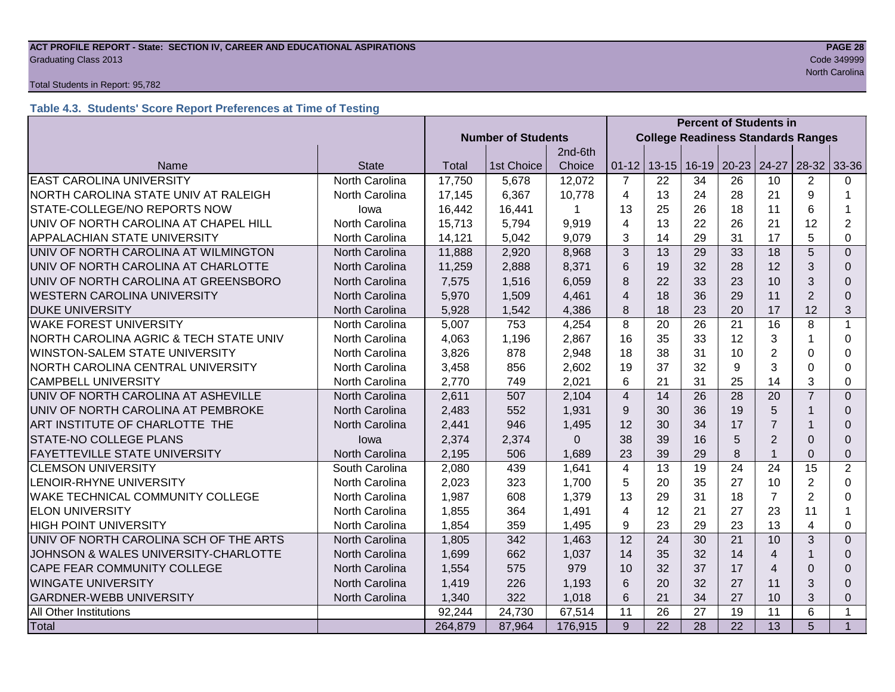**ACT PROFILE REPORT - State: SECTION IV, CAREER AND EDUCATIONAL ASPIRATIONS**
Graduating Class 2013
Code 349999
North Carolina

Total Students in Report: 95,782

### Table 4.3. Students' Score Report Preferences at Time of Testing

| | | Number of Students | | | Percent of Students in College Readiness Standards Ranges | | | | | | |
|---|---|---|---|---|---|---|---|---|---|---|---|
| Name | State | Total | 1st Choice | 2nd-6th Choice | 01-12 | 13-15 | 16-19 | 20-23 | 24-27 | 28-32 | 33-36 |
| EAST CAROLINA UNIVERSITY | North Carolina | 17,750 | 5,678 | 12,072 | 7 | 22 | 34 | 26 | 10 | 2 | 0 |
| NORTH CAROLINA STATE UNIV AT RALEIGH | North Carolina | 17,145 | 6,367 | 10,778 | 4 | 13 | 24 | 28 | 21 | 9 | 1 |
| STATE-COLLEGE/NO REPORTS NOW | Iowa | 16,442 | 16,441 | 1 | 13 | 25 | 26 | 18 | 11 | 6 | 1 |
| UNIV OF NORTH CAROLINA AT CHAPEL HILL | North Carolina | 15,713 | 5,794 | 9,919 | 4 | 13 | 22 | 26 | 21 | 12 | 2 |
| APPALACHIAN STATE UNIVERSITY | North Carolina | 14,121 | 5,042 | 9,079 | 3 | 14 | 29 | 31 | 17 | 5 | 0 |
| UNIV OF NORTH CAROLINA AT WILMINGTON | North Carolina | 11,888 | 2,920 | 8,968 | 3 | 13 | 29 | 33 | 18 | 5 | 0 |
| UNIV OF NORTH CAROLINA AT CHARLOTTE | North Carolina | 11,259 | 2,888 | 8,371 | 6 | 19 | 32 | 28 | 12 | 3 | 0 |
| UNIV OF NORTH CAROLINA AT GREENSBORO | North Carolina | 7,575 | 1,516 | 6,059 | 8 | 22 | 33 | 23 | 10 | 3 | 0 |
| WESTERN CAROLINA UNIVERSITY | North Carolina | 5,970 | 1,509 | 4,461 | 4 | 18 | 36 | 29 | 11 | 2 | 0 |
| DUKE UNIVERSITY | North Carolina | 5,928 | 1,542 | 4,386 | 8 | 18 | 23 | 20 | 17 | 12 | 3 |
| WAKE FOREST UNIVERSITY | North Carolina | 5,007 | 753 | 4,254 | 8 | 20 | 26 | 21 | 16 | 8 | 1 |
| NORTH CAROLINA AGRIC & TECH STATE UNIV | North Carolina | 4,063 | 1,196 | 2,867 | 16 | 35 | 33 | 12 | 3 | 1 | 0 |
| WINSTON-SALEM STATE UNIVERSITY | North Carolina | 3,826 | 878 | 2,948 | 18 | 38 | 31 | 10 | 2 | 0 | 0 |
| NORTH CAROLINA CENTRAL UNIVERSITY | North Carolina | 3,458 | 856 | 2,602 | 19 | 37 | 32 | 9 | 3 | 0 | 0 |
| CAMPBELL UNIVERSITY | North Carolina | 2,770 | 749 | 2,021 | 6 | 21 | 31 | 25 | 14 | 3 | 0 |
| UNIV OF NORTH CAROLINA AT ASHEVILLE | North Carolina | 2,611 | 507 | 2,104 | 4 | 14 | 26 | 28 | 20 | 7 | 0 |
| UNIV OF NORTH CAROLINA AT PEMBROKE | North Carolina | 2,483 | 552 | 1,931 | 9 | 30 | 36 | 19 | 5 | 1 | 0 |
| ART INSTITUTE OF CHARLOTTE THE | North Carolina | 2,441 | 946 | 1,495 | 12 | 30 | 34 | 17 | 7 | 1 | 0 |
| STATE-NO COLLEGE PLANS | Iowa | 2,374 | 2,374 | 0 | 38 | 39 | 16 | 5 | 2 | 0 | 0 |
| FAYETTEVILLE STATE UNIVERSITY | North Carolina | 2,195 | 506 | 1,689 | 23 | 39 | 29 | 8 | 1 | 0 | 0 |
| CLEMSON UNIVERSITY | South Carolina | 2,080 | 439 | 1,641 | 4 | 13 | 19 | 24 | 24 | 15 | 2 |
| LENOIR-RHYNE UNIVERSITY | North Carolina | 2,023 | 323 | 1,700 | 5 | 20 | 35 | 27 | 10 | 2 | 0 |
| WAKE TECHNICAL COMMUNITY COLLEGE | North Carolina | 1,987 | 608 | 1,379 | 13 | 29 | 31 | 18 | 7 | 2 | 0 |
| ELON UNIVERSITY | North Carolina | 1,855 | 364 | 1,491 | 4 | 12 | 21 | 27 | 23 | 11 | 1 |
| HIGH POINT UNIVERSITY | North Carolina | 1,854 | 359 | 1,495 | 9 | 23 | 29 | 23 | 13 | 4 | 0 |
| UNIV OF NORTH CAROLINA SCH OF THE ARTS | North Carolina | 1,805 | 342 | 1,463 | 12 | 24 | 30 | 21 | 10 | 3 | 0 |
| JOHNSON & WALES UNIVERSITY-CHARLOTTE | North Carolina | 1,699 | 662 | 1,037 | 14 | 35 | 32 | 14 | 4 | 1 | 0 |
| CAPE FEAR COMMUNITY COLLEGE | North Carolina | 1,554 | 575 | 979 | 10 | 32 | 37 | 17 | 4 | 0 | 0 |
| WINGATE UNIVERSITY | North Carolina | 1,419 | 226 | 1,193 | 6 | 20 | 32 | 27 | 11 | 3 | 0 |
| GARDNER-WEBB UNIVERSITY | North Carolina | 1,340 | 322 | 1,018 | 6 | 21 | 34 | 27 | 10 | 3 | 0 |
| All Other Institutions | | 92,244 | 24,730 | 67,514 | 11 | 26 | 27 | 19 | 11 | 6 | 1 |
| Total | | 264,879 | 87,964 | 176,915 | 9 | 22 | 28 | 22 | 13 | 5 | 1 |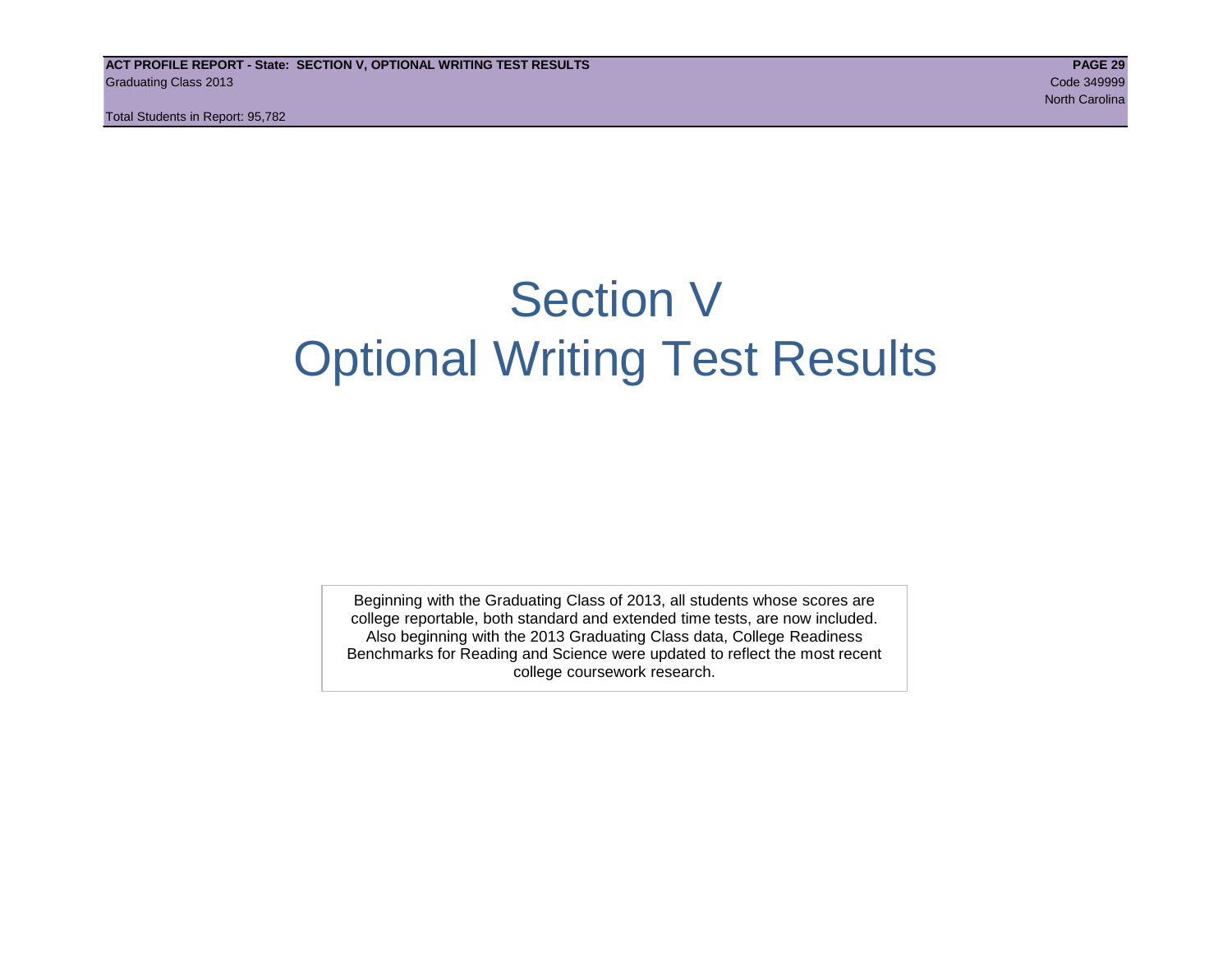# Section V
# Optional Writing Test Results

Beginning with the Graduating Class of 2013, all students whose scores are college reportable, both standard and extended time tests, are now included. Also beginning with the 2013 Graduating Class data, College Readiness Benchmarks for Reading and Science were updated to reflect the most recent college coursework research.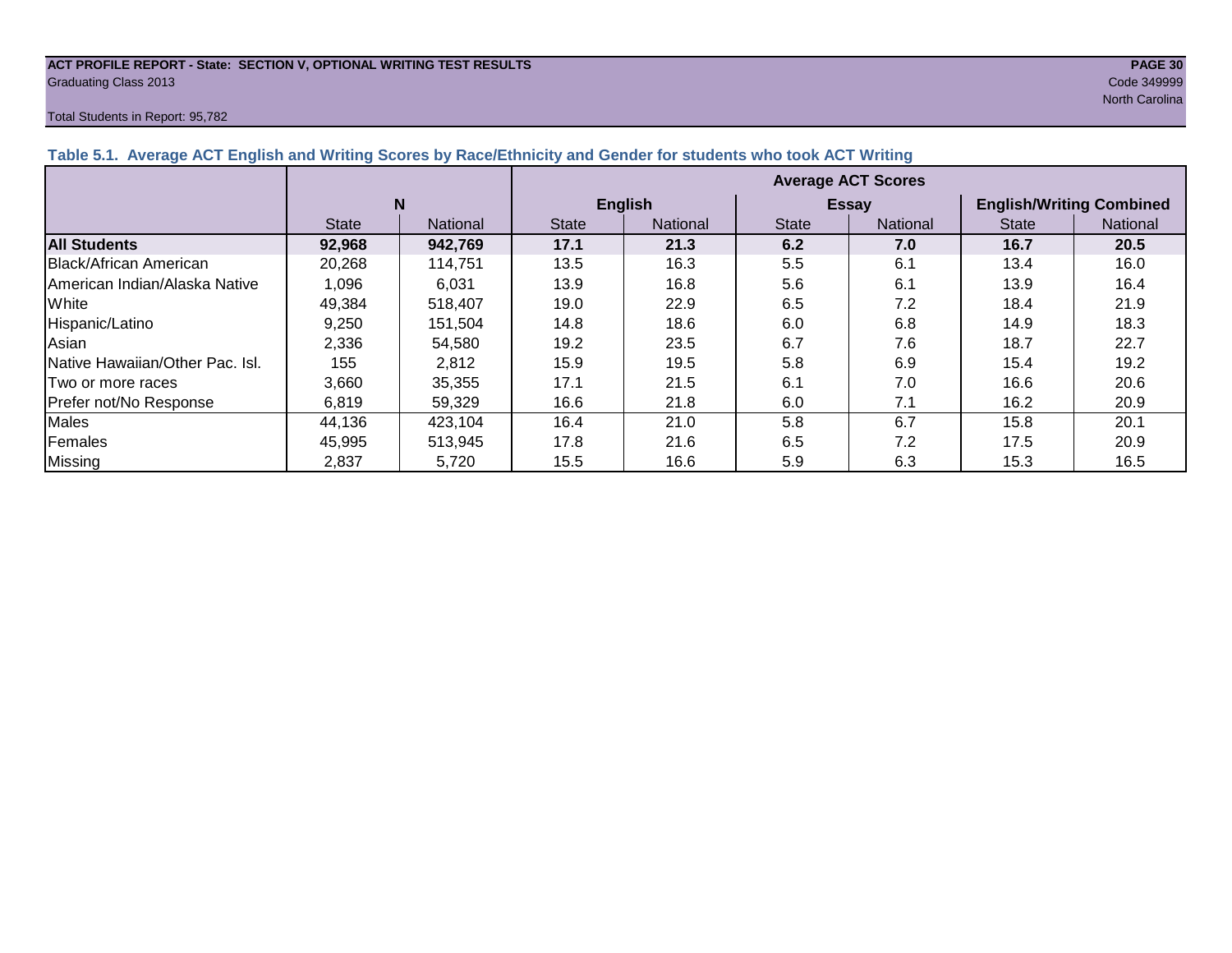**ACT PROFILE REPORT - State: SECTION V, OPTIONAL WRITING TEST RESULTS**
Graduating Class 2013
Code 349999
North Carolina

Total Students in Report: 95,782

### Table 5.1. Average ACT English and Writing Scores by Race/Ethnicity and Gender for students who took ACT Writing

| | N | | Average ACT Scores | | | | | |
|---|---|---|---|---|---|---|---|---|
| | | | English | | Essay | | English/Writing Combined | |
| | State | National | State | National | State | National | State | National |
| **All Students** | **92,968** | **942,769** | **17.1** | **21.3** | **6.2** | **7.0** | **16.7** | **20.5** |
| Black/African American | 20,268 | 114,751 | 13.5 | 16.3 | 5.5 | 6.1 | 13.4 | 16.0 |
| American Indian/Alaska Native | 1,096 | 6,031 | 13.9 | 16.8 | 5.6 | 6.1 | 13.9 | 16.4 |
| White | 49,384 | 518,407 | 19.0 | 22.9 | 6.5 | 7.2 | 18.4 | 21.9 |
| Hispanic/Latino | 9,250 | 151,504 | 14.8 | 18.6 | 6.0 | 6.8 | 14.9 | 18.3 |
| Asian | 2,336 | 54,580 | 19.2 | 23.5 | 6.7 | 7.6 | 18.7 | 22.7 |
| Native Hawaiian/Other Pac. Isl. | 155 | 2,812 | 15.9 | 19.5 | 5.8 | 6.9 | 15.4 | 19.2 |
| Two or more races | 3,660 | 35,355 | 17.1 | 21.5 | 6.1 | 7.0 | 16.6 | 20.6 |
| Prefer not/No Response | 6,819 | 59,329 | 16.6 | 21.8 | 6.0 | 7.1 | 16.2 | 20.9 |
| Males | 44,136 | 423,104 | 16.4 | 21.0 | 5.8 | 6.7 | 15.8 | 20.1 |
| Females | 45,995 | 513,945 | 17.8 | 21.6 | 6.5 | 7.2 | 17.5 | 20.9 |
| Missing | 2,837 | 5,720 | 15.5 | 16.6 | 5.9 | 6.3 | 15.3 | 16.5 |